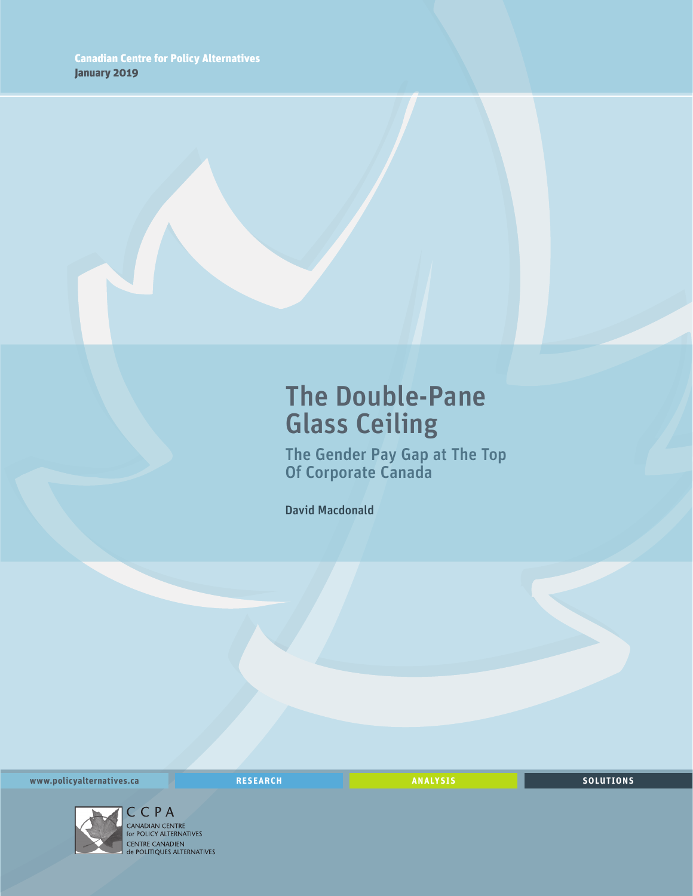Canadian Centre for Policy Alternatives
January 2019

# The Double-Pane Glass Ceiling

## The Gender Pay Gap at The Top Of Corporate Canada

David Macdonald

www.policyalternatives.ca | RESEARCH | ANALYSIS | SOLUTIONS

CCPA
CANADIAN CENTRE for POLICY ALTERNATIVES
CENTRE CANADIEN de POLITIQUES ALTERNATIVES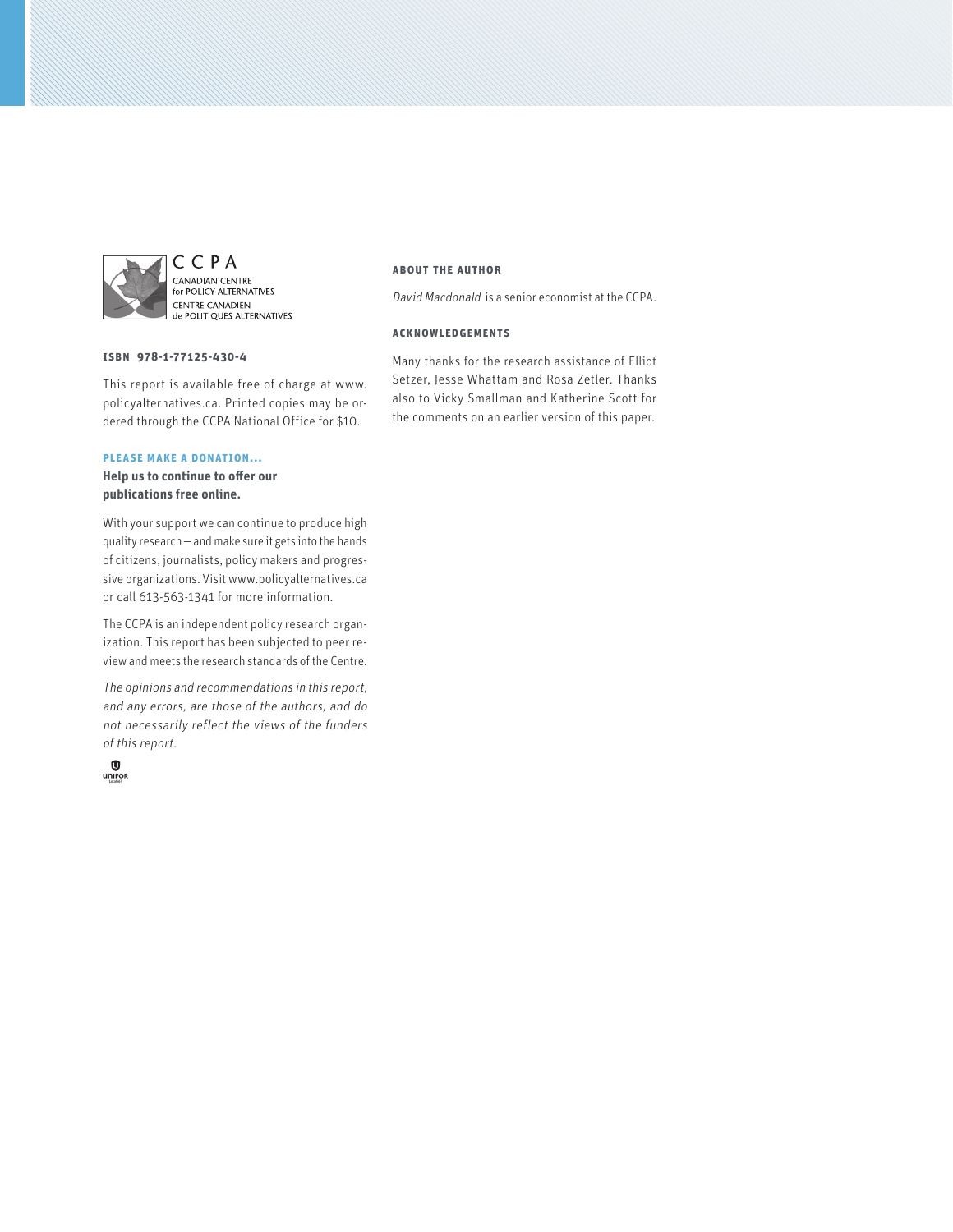CCPA
CANADIAN CENTRE for POLICY ALTERNATIVES
CENTRE CANADIEN de POLITIQUES ALTERNATIVES

**ISBN 978-1-77125-430-4**

This report is available free of charge at www.policyalternatives.ca. Printed copies may be ordered through the CCPA National Office for $10.

**PLEASE MAKE A DONATION...**

**Help us to continue to offer our publications free online.**

With your support we can continue to produce high quality research—and make sure it gets into the hands of citizens, journalists, policy makers and progressive organizations. Visit www.policyalternatives.ca or call 613-563-1341 for more information.

The CCPA is an independent policy research organization. This report has been subjected to peer review and meets the research standards of the Centre.

*The opinions and recommendations in this report, and any errors, are those of the authors, and do not necessarily reflect the views of the funders of this report.*

UNIFOR

**ABOUT THE AUTHOR**

*David Macdonald* is a senior economist at the CCPA.

**ACKNOWLEDGEMENTS**

Many thanks for the research assistance of Elliot Setzer, Jesse Whattam and Rosa Zetler. Thanks also to Vicky Smallman and Katherine Scott for the comments on an earlier version of this paper.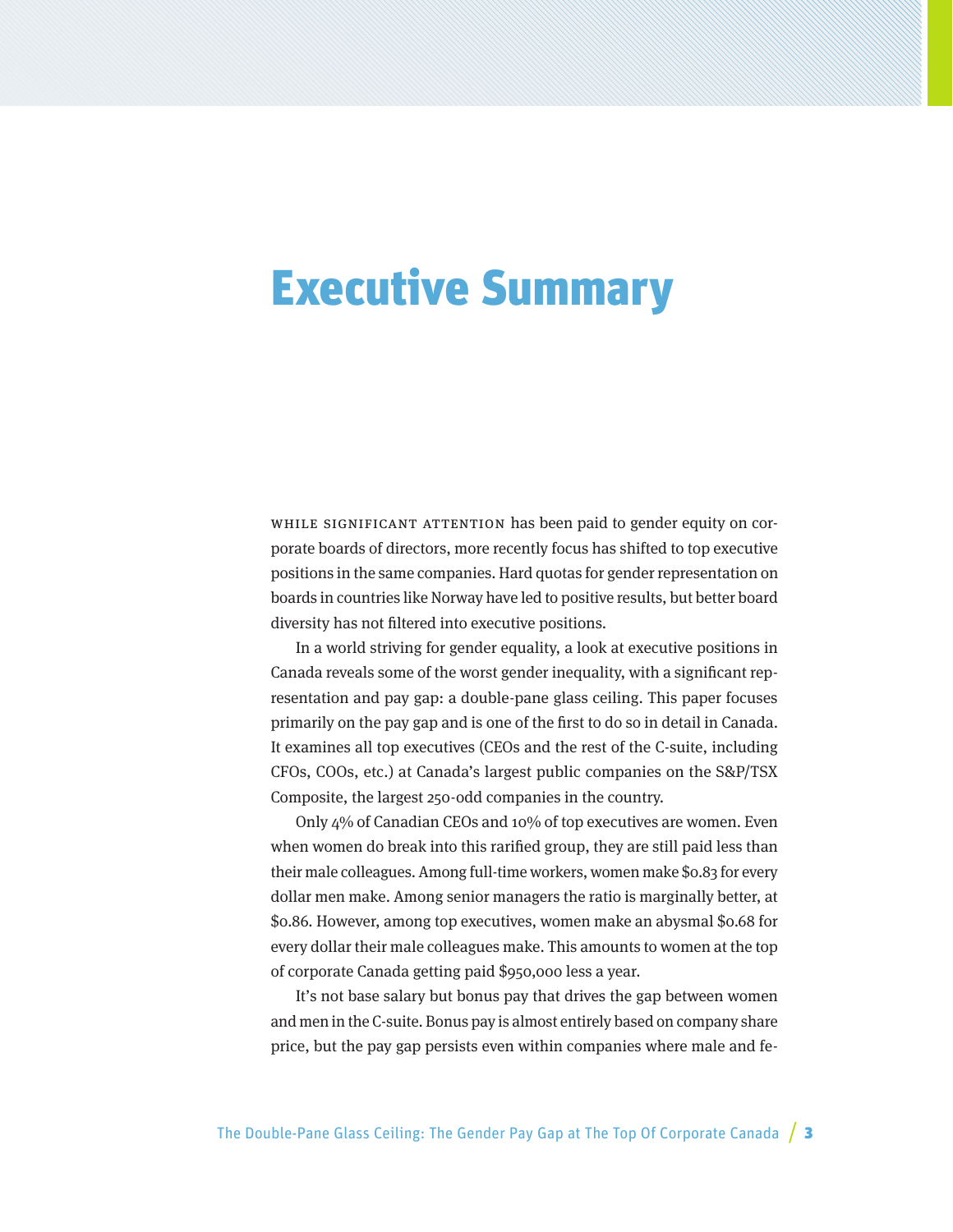# Executive Summary

WHILE SIGNIFICANT ATTENTION has been paid to gender equity on corporate boards of directors, more recently focus has shifted to top executive positions in the same companies. Hard quotas for gender representation on boards in countries like Norway have led to positive results, but better board diversity has not filtered into executive positions.

In a world striving for gender equality, a look at executive positions in Canada reveals some of the worst gender inequality, with a significant representation and pay gap: a double-pane glass ceiling. This paper focuses primarily on the pay gap and is one of the first to do so in detail in Canada. It examines all top executives (CEOs and the rest of the C-suite, including CFOs, COOs, etc.) at Canada's largest public companies on the S&P/TSX Composite, the largest 250-odd companies in the country.

Only 4% of Canadian CEOs and 10% of top executives are women. Even when women do break into this rarified group, they are still paid less than their male colleagues. Among full-time workers, women make $0.83 for every dollar men make. Among senior managers the ratio is marginally better, at $0.86. However, among top executives, women make an abysmal $0.68 for every dollar their male colleagues make. This amounts to women at the top of corporate Canada getting paid $950,000 less a year.

It's not base salary but bonus pay that drives the gap between women and men in the C-suite. Bonus pay is almost entirely based on company share price, but the pay gap persists even within companies where male and fe-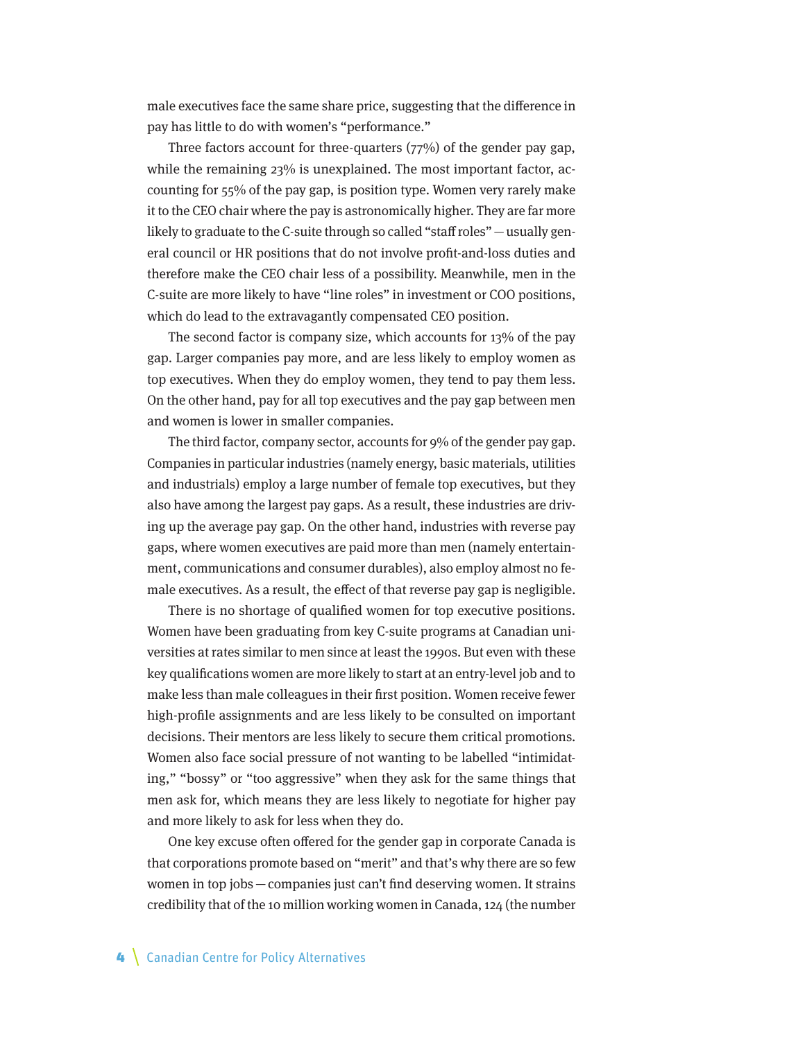male executives face the same share price, suggesting that the difference in pay has little to do with women's "performance."

Three factors account for three-quarters (77%) of the gender pay gap, while the remaining 23% is unexplained. The most important factor, accounting for 55% of the pay gap, is position type. Women very rarely make it to the CEO chair where the pay is astronomically higher. They are far more likely to graduate to the C-suite through so called "staff roles" — usually general council or HR positions that do not involve profit-and-loss duties and therefore make the CEO chair less of a possibility. Meanwhile, men in the C-suite are more likely to have "line roles" in investment or COO positions, which do lead to the extravagantly compensated CEO position.

The second factor is company size, which accounts for 13% of the pay gap. Larger companies pay more, and are less likely to employ women as top executives. When they do employ women, they tend to pay them less. On the other hand, pay for all top executives and the pay gap between men and women is lower in smaller companies.

The third factor, company sector, accounts for 9% of the gender pay gap. Companies in particular industries (namely energy, basic materials, utilities and industrials) employ a large number of female top executives, but they also have among the largest pay gaps. As a result, these industries are driving up the average pay gap. On the other hand, industries with reverse pay gaps, where women executives are paid more than men (namely entertainment, communications and consumer durables), also employ almost no female executives. As a result, the effect of that reverse pay gap is negligible.

There is no shortage of qualified women for top executive positions. Women have been graduating from key C-suite programs at Canadian universities at rates similar to men since at least the 1990s. But even with these key qualifications women are more likely to start at an entry-level job and to make less than male colleagues in their first position. Women receive fewer high-profile assignments and are less likely to be consulted on important decisions. Their mentors are less likely to secure them critical promotions. Women also face social pressure of not wanting to be labelled "intimidating," "bossy" or "too aggressive" when they ask for the same things that men ask for, which means they are less likely to negotiate for higher pay and more likely to ask for less when they do.

One key excuse often offered for the gender gap in corporate Canada is that corporations promote based on "merit" and that's why there are so few women in top jobs — companies just can't find deserving women. It strains credibility that of the 10 million working women in Canada, 124 (the number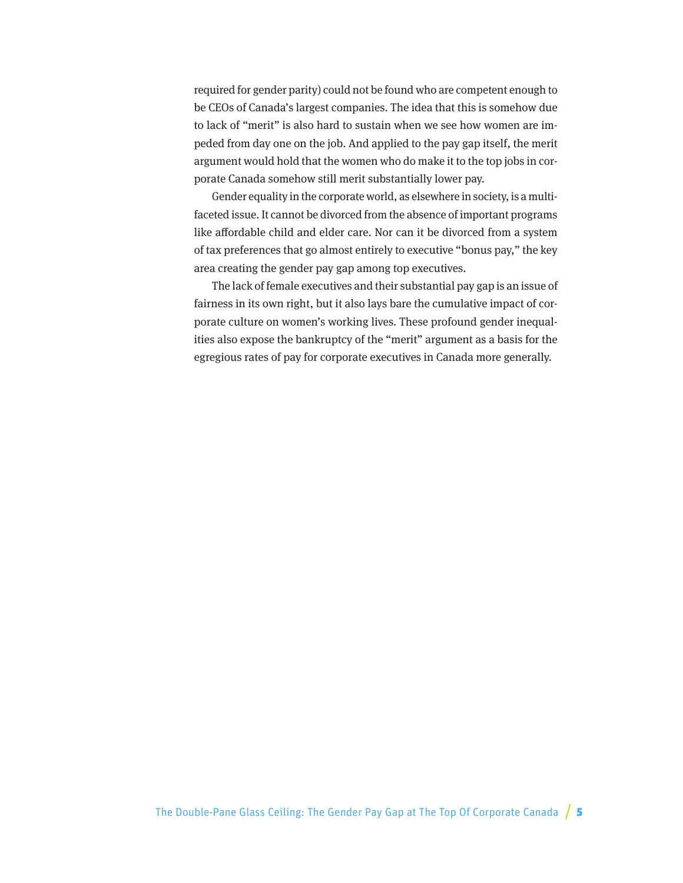required for gender parity) could not be found who are competent enough to be CEOs of Canada's largest companies. The idea that this is somehow due to lack of "merit" is also hard to sustain when we see how women are impeded from day one on the job. And applied to the pay gap itself, the merit argument would hold that the women who do make it to the top jobs in corporate Canada somehow still merit substantially lower pay.

Gender equality in the corporate world, as elsewhere in society, is a multifaceted issue. It cannot be divorced from the absence of important programs like affordable child and elder care. Nor can it be divorced from a system of tax preferences that go almost entirely to executive "bonus pay," the key area creating the gender pay gap among top executives.

The lack of female executives and their substantial pay gap is an issue of fairness in its own right, but it also lays bare the cumulative impact of corporate culture on women's working lives. These profound gender inequalities also expose the bankruptcy of the "merit" argument as a basis for the egregious rates of pay for corporate executives in Canada more generally.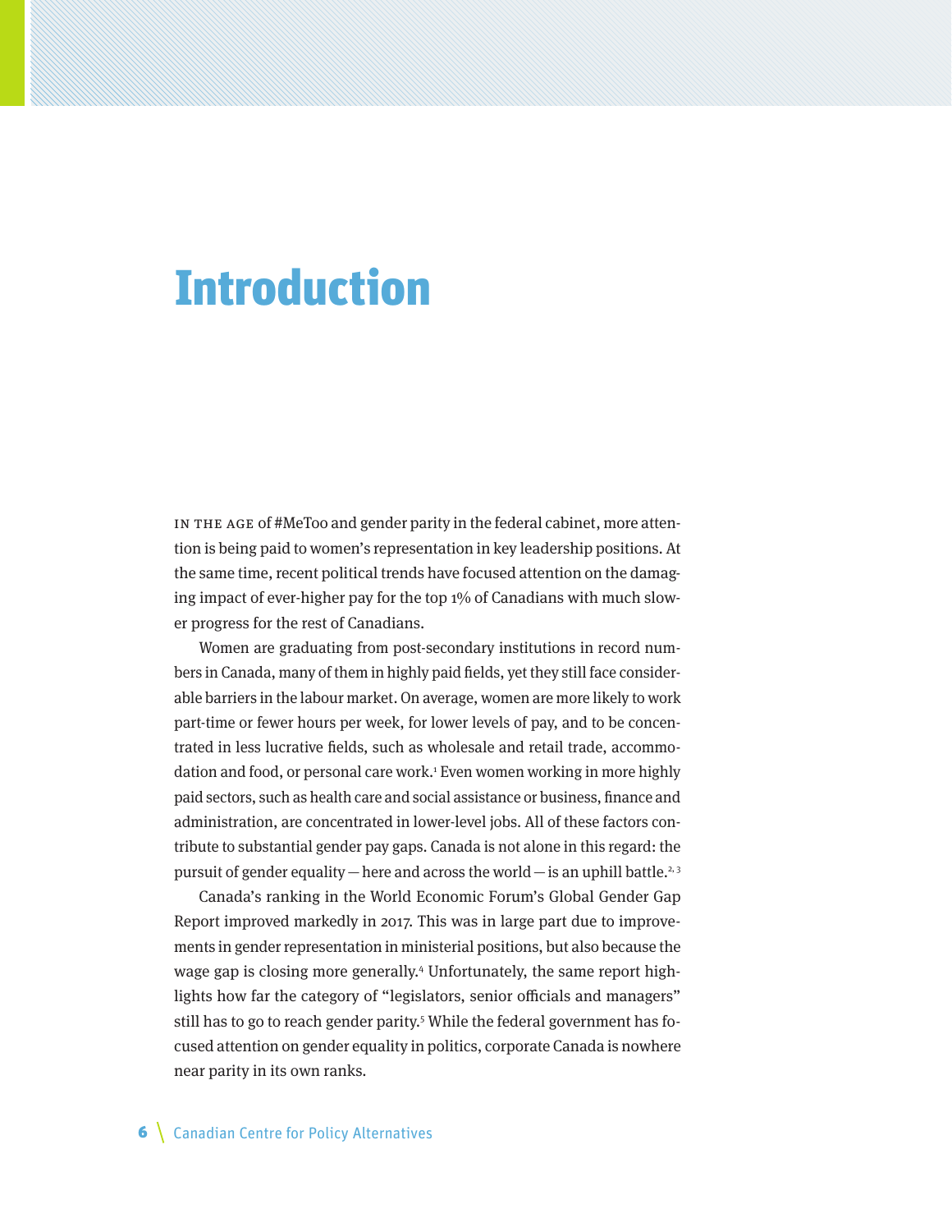# Introduction

IN THE AGE of #MeToo and gender parity in the federal cabinet, more attention is being paid to women's representation in key leadership positions. At the same time, recent political trends have focused attention on the damaging impact of ever-higher pay for the top 1% of Canadians with much slower progress for the rest of Canadians.

Women are graduating from post-secondary institutions in record numbers in Canada, many of them in highly paid fields, yet they still face considerable barriers in the labour market. On average, women are more likely to work part-time or fewer hours per week, for lower levels of pay, and to be concentrated in less lucrative fields, such as wholesale and retail trade, accommodation and food, or personal care work.[1] Even women working in more highly paid sectors, such as health care and social assistance or business, finance and administration, are concentrated in lower-level jobs. All of these factors contribute to substantial gender pay gaps. Canada is not alone in this regard: the pursuit of gender equality — here and across the world — is an uphill battle.[2, 3]

Canada's ranking in the World Economic Forum's Global Gender Gap Report improved markedly in 2017. This was in large part due to improvements in gender representation in ministerial positions, but also because the wage gap is closing more generally.[4] Unfortunately, the same report highlights how far the category of "legislators, senior officials and managers" still has to go to reach gender parity.[5] While the federal government has focused attention on gender equality in politics, corporate Canada is nowhere near parity in its own ranks.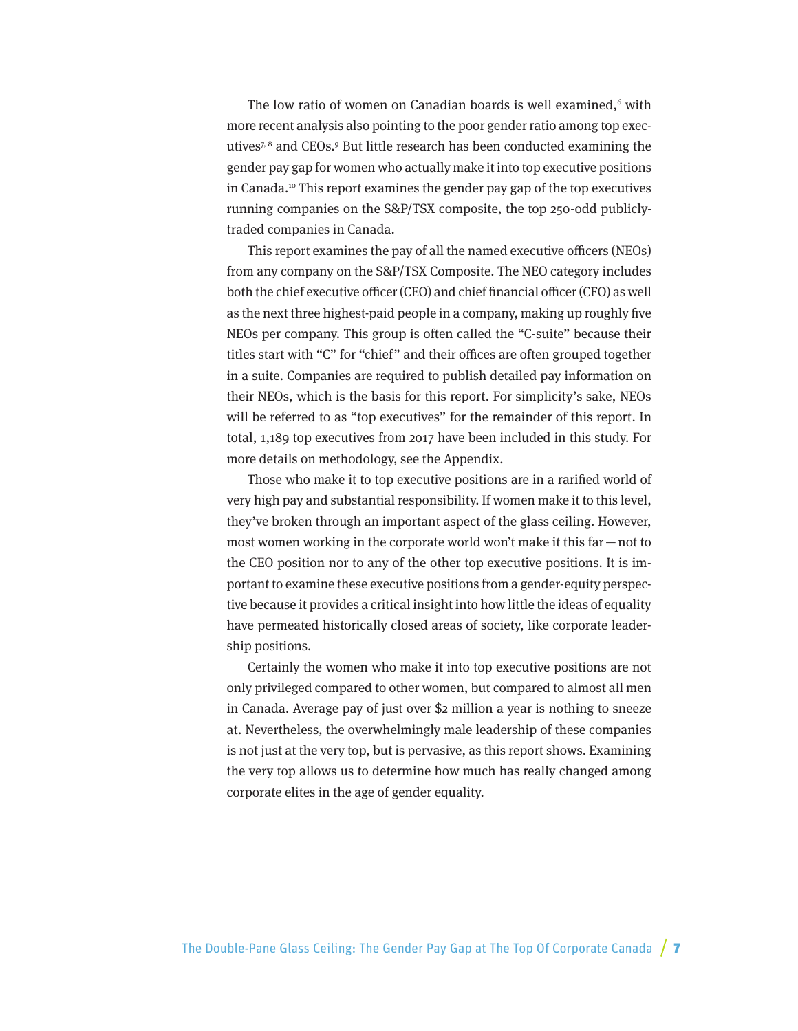The low ratio of women on Canadian boards is well examined,[6] with more recent analysis also pointing to the poor gender ratio among top executives[7, 8] and CEOs.[9] But little research has been conducted examining the gender pay gap for women who actually make it into top executive positions in Canada.[10] This report examines the gender pay gap of the top executives running companies on the S&P/TSX composite, the top 250-odd publicly-traded companies in Canada.

This report examines the pay of all the named executive officers (NEOs) from any company on the S&P/TSX Composite. The NEO category includes both the chief executive officer (CEO) and chief financial officer (CFO) as well as the next three highest-paid people in a company, making up roughly five NEOs per company. This group is often called the "C-suite" because their titles start with "C" for "chief" and their offices are often grouped together in a suite. Companies are required to publish detailed pay information on their NEOs, which is the basis for this report. For simplicity's sake, NEOs will be referred to as "top executives" for the remainder of this report. In total, 1,189 top executives from 2017 have been included in this study. For more details on methodology, see the Appendix.

Those who make it to top executive positions are in a rarified world of very high pay and substantial responsibility. If women make it to this level, they've broken through an important aspect of the glass ceiling. However, most women working in the corporate world won't make it this far — not to the CEO position nor to any of the other top executive positions. It is important to examine these executive positions from a gender-equity perspective because it provides a critical insight into how little the ideas of equality have permeated historically closed areas of society, like corporate leadership positions.

Certainly the women who make it into top executive positions are not only privileged compared to other women, but compared to almost all men in Canada. Average pay of just over $2 million a year is nothing to sneeze at. Nevertheless, the overwhelmingly male leadership of these companies is not just at the very top, but is pervasive, as this report shows. Examining the very top allows us to determine how much has really changed among corporate elites in the age of gender equality.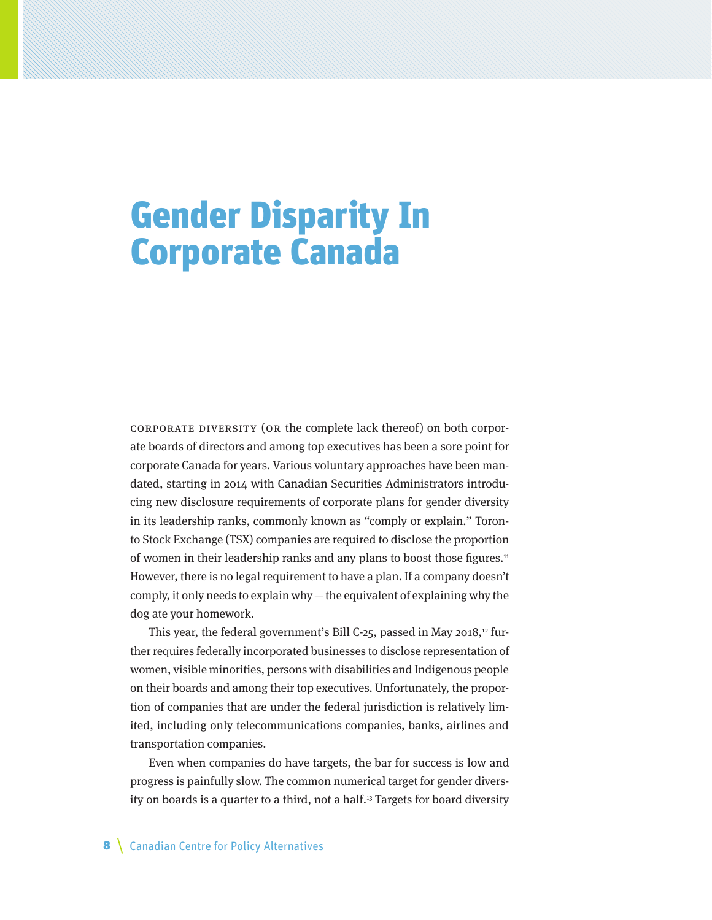# Gender Disparity In Corporate Canada

Corporate diversity (or the complete lack thereof) on both corporate boards of directors and among top executives has been a sore point for corporate Canada for years. Various voluntary approaches have been mandated, starting in 2014 with Canadian Securities Administrators introducing new disclosure requirements of corporate plans for gender diversity in its leadership ranks, commonly known as "comply or explain." Toronto Stock Exchange (TSX) companies are required to disclose the proportion of women in their leadership ranks and any plans to boost those figures.[11] However, there is no legal requirement to have a plan. If a company doesn't comply, it only needs to explain why — the equivalent of explaining why the dog ate your homework.

This year, the federal government's Bill C-25, passed in May 2018,[12] further requires federally incorporated businesses to disclose representation of women, visible minorities, persons with disabilities and Indigenous people on their boards and among their top executives. Unfortunately, the proportion of companies that are under the federal jurisdiction is relatively limited, including only telecommunications companies, banks, airlines and transportation companies.

Even when companies do have targets, the bar for success is low and progress is painfully slow. The common numerical target for gender diversity on boards is a quarter to a third, not a half.[13] Targets for board diversity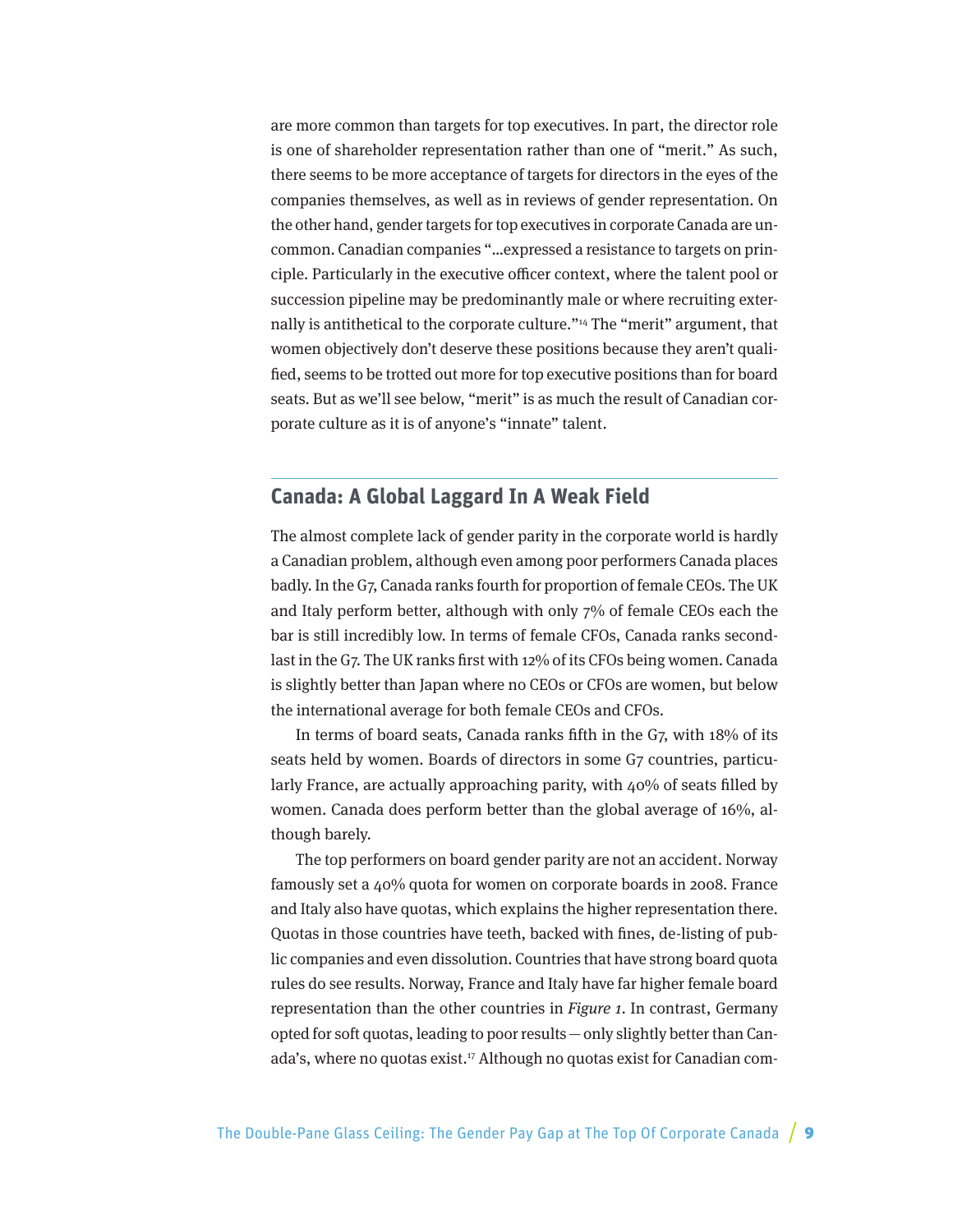are more common than targets for top executives. In part, the director role is one of shareholder representation rather than one of "merit." As such, there seems to be more acceptance of targets for directors in the eyes of the companies themselves, as well as in reviews of gender representation. On the other hand, gender targets for top executives in corporate Canada are uncommon. Canadian companies "…expressed a resistance to targets on principle. Particularly in the executive officer context, where the talent pool or succession pipeline may be predominantly male or where recruiting externally is antithetical to the corporate culture."[14] The "merit" argument, that women objectively don't deserve these positions because they aren't qualified, seems to be trotted out more for top executive positions than for board seats. But as we'll see below, "merit" is as much the result of Canadian corporate culture as it is of anyone's "innate" talent.

## Canada: A Global Laggard In A Weak Field

The almost complete lack of gender parity in the corporate world is hardly a Canadian problem, although even among poor performers Canada places badly. In the G7, Canada ranks fourth for proportion of female CEOs. The UK and Italy perform better, although with only 7% of female CEOs each the bar is still incredibly low. In terms of female CFOs, Canada ranks second-last in the G7. The UK ranks first with 12% of its CFOs being women. Canada is slightly better than Japan where no CEOs or CFOs are women, but below the international average for both female CEOs and CFOs.

In terms of board seats, Canada ranks fifth in the G7, with 18% of its seats held by women. Boards of directors in some G7 countries, particularly France, are actually approaching parity, with 40% of seats filled by women. Canada does perform better than the global average of 16%, although barely.

The top performers on board gender parity are not an accident. Norway famously set a 40% quota for women on corporate boards in 2008. France and Italy also have quotas, which explains the higher representation there. Quotas in those countries have teeth, backed with fines, de-listing of public companies and even dissolution. Countries that have strong board quota rules do see results. Norway, France and Italy have far higher female board representation than the other countries in *Figure 1*. In contrast, Germany opted for soft quotas, leading to poor results — only slightly better than Canada's, where no quotas exist.[17] Although no quotas exist for Canadian com-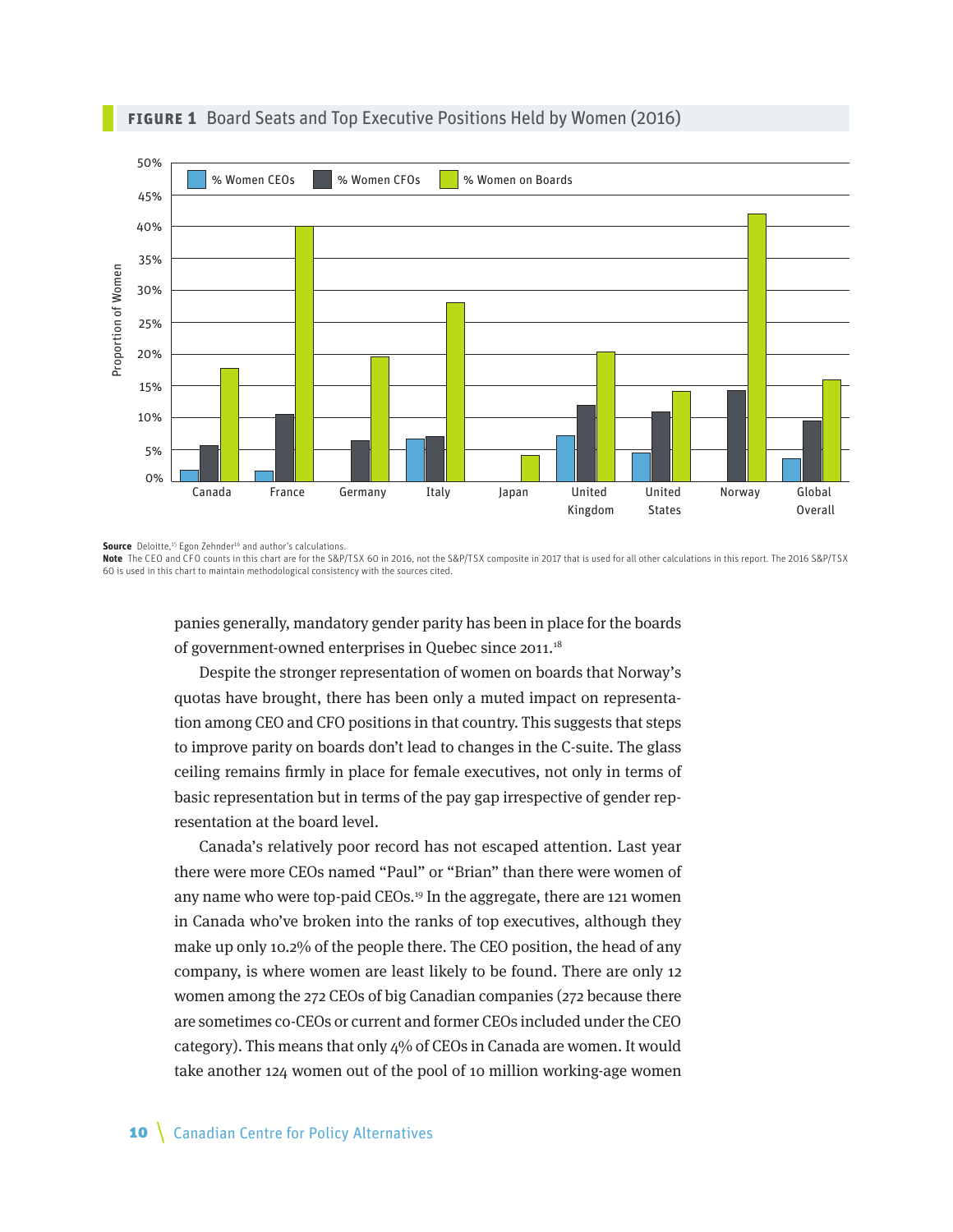**FIGURE 1** Board Seats and Top Executive Positions Held by Women (2016)

**Source** Deloitte,[15] Egon Zehnder[16] and author's calculations.
**Note** The CEO and CFO counts in this chart are for the S&P/TSX 60 in 2016, not the S&P/TSX composite in 2017 that is used for all other calculations in this report. The 2016 S&P/TSX 60 is used in this chart to maintain methodological consistency with the sources cited.

panies generally, mandatory gender parity has been in place for the boards of government-owned enterprises in Quebec since 2011.[18]

Despite the stronger representation of women on boards that Norway's quotas have brought, there has been only a muted impact on representation among CEO and CFO positions in that country. This suggests that steps to improve parity on boards don't lead to changes in the C-suite. The glass ceiling remains firmly in place for female executives, not only in terms of basic representation but in terms of the pay gap irrespective of gender representation at the board level.

Canada's relatively poor record has not escaped attention. Last year there were more CEOs named "Paul" or "Brian" than there were women of any name who were top-paid CEOs.[19] In the aggregate, there are 121 women in Canada who've broken into the ranks of top executives, although they make up only 10.2% of the people there. The CEO position, the head of any company, is where women are least likely to be found. There are only 12 women among the 272 CEOs of big Canadian companies (272 because there are sometimes co-CEOs or current and former CEOs included under the CEO category). This means that only 4% of CEOs in Canada are women. It would take another 124 women out of the pool of 10 million working-age women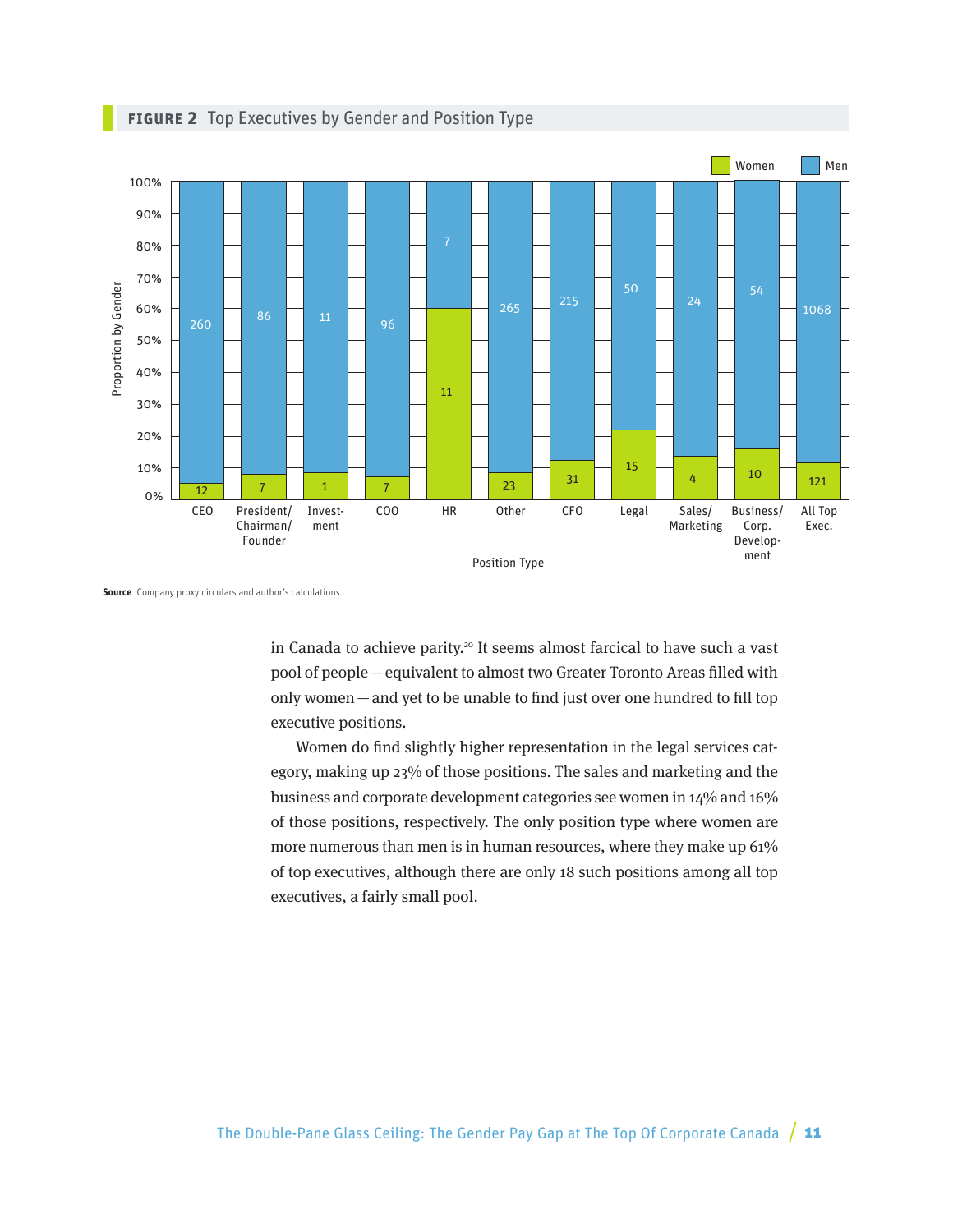**FIGURE 2** Top Executives by Gender and Position Type

| Position Type | Women | Men |
| --- | --- | --- |
| CEO | 12 | 260 |
| President/ Chairman/ Founder | 7 | 86 |
| Invest-ment | 1 | 11 |
| COO | 7 | 96 |
| HR | 11 | 7 |
| Other | 23 | 265 |
| CFO | 31 | 215 |
| Legal | 15 | 50 |
| Sales/ Marketing | 4 | 24 |
| Business/ Corp. Develop-ment | 10 | 54 |
| All Top Exec. | 121 | 1068 |

**Source** Company proxy circulars and author's calculations.

in Canada to achieve parity.[20] It seems almost farcical to have such a vast pool of people — equivalent to almost two Greater Toronto Areas filled with only women — and yet to be unable to find just over one hundred to fill top executive positions.

Women do find slightly higher representation in the legal services category, making up 23% of those positions. The sales and marketing and the business and corporate development categories see women in 14% and 16% of those positions, respectively. The only position type where women are more numerous than men is in human resources, where they make up 61% of top executives, although there are only 18 such positions among all top executives, a fairly small pool.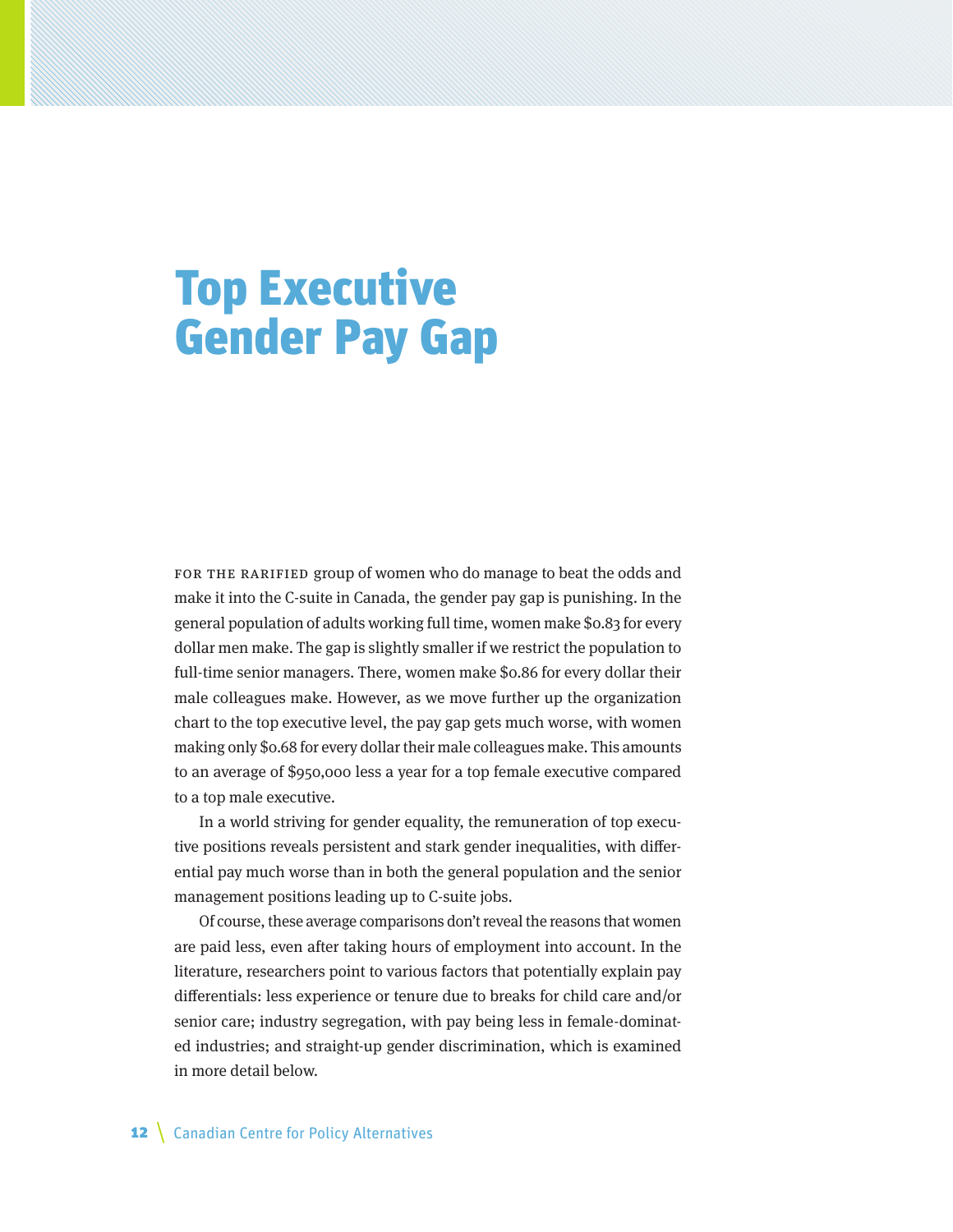# Top Executive Gender Pay Gap

FOR THE RARIFIED group of women who do manage to beat the odds and make it into the C-suite in Canada, the gender pay gap is punishing. In the general population of adults working full time, women make $0.83 for every dollar men make. The gap is slightly smaller if we restrict the population to full-time senior managers. There, women make $0.86 for every dollar their male colleagues make. However, as we move further up the organization chart to the top executive level, the pay gap gets much worse, with women making only $0.68 for every dollar their male colleagues make. This amounts to an average of $950,000 less a year for a top female executive compared to a top male executive.

In a world striving for gender equality, the remuneration of top executive positions reveals persistent and stark gender inequalities, with differential pay much worse than in both the general population and the senior management positions leading up to C-suite jobs.

Of course, these average comparisons don't reveal the reasons that women are paid less, even after taking hours of employment into account. In the literature, researchers point to various factors that potentially explain pay differentials: less experience or tenure due to breaks for child care and/or senior care; industry segregation, with pay being less in female-dominated industries; and straight-up gender discrimination, which is examined in more detail below.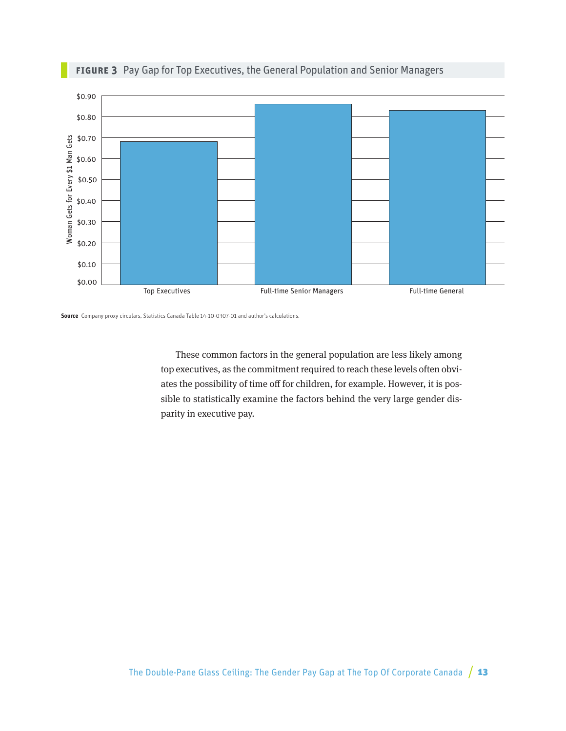**FIGURE 3** Pay Gap for Top Executives, the General Population and Senior Managers

**Source** Company proxy circulars, Statistics Canada Table 14-10-0307-01 and author's calculations.

These common factors in the general population are less likely among top executives, as the commitment required to reach these levels often obviates the possibility of time off for children, for example. However, it is possible to statistically examine the factors behind the very large gender disparity in executive pay.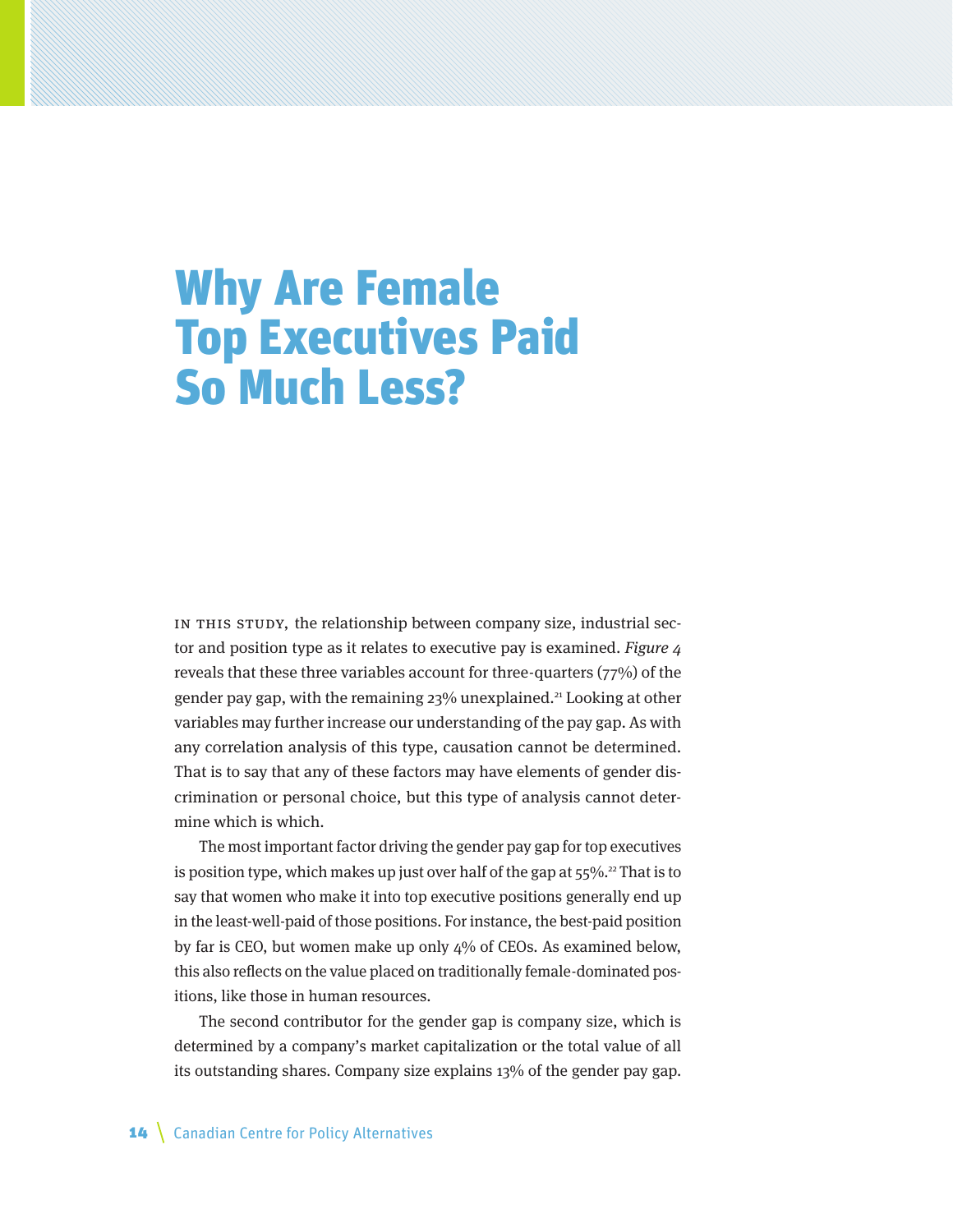# Why Are Female Top Executives Paid So Much Less?

In this study, the relationship between company size, industrial sector and position type as it relates to executive pay is examined. *Figure 4* reveals that these three variables account for three-quarters (77%) of the gender pay gap, with the remaining 23% unexplained.[21] Looking at other variables may further increase our understanding of the pay gap. As with any correlation analysis of this type, causation cannot be determined. That is to say that any of these factors may have elements of gender discrimination or personal choice, but this type of analysis cannot determine which is which.

The most important factor driving the gender pay gap for top executives is position type, which makes up just over half of the gap at 55%.[22] That is to say that women who make it into top executive positions generally end up in the least-well-paid of those positions. For instance, the best-paid position by far is CEO, but women make up only 4% of CEOs. As examined below, this also reflects on the value placed on traditionally female-dominated positions, like those in human resources.

The second contributor for the gender gap is company size, which is determined by a company's market capitalization or the total value of all its outstanding shares. Company size explains 13% of the gender pay gap.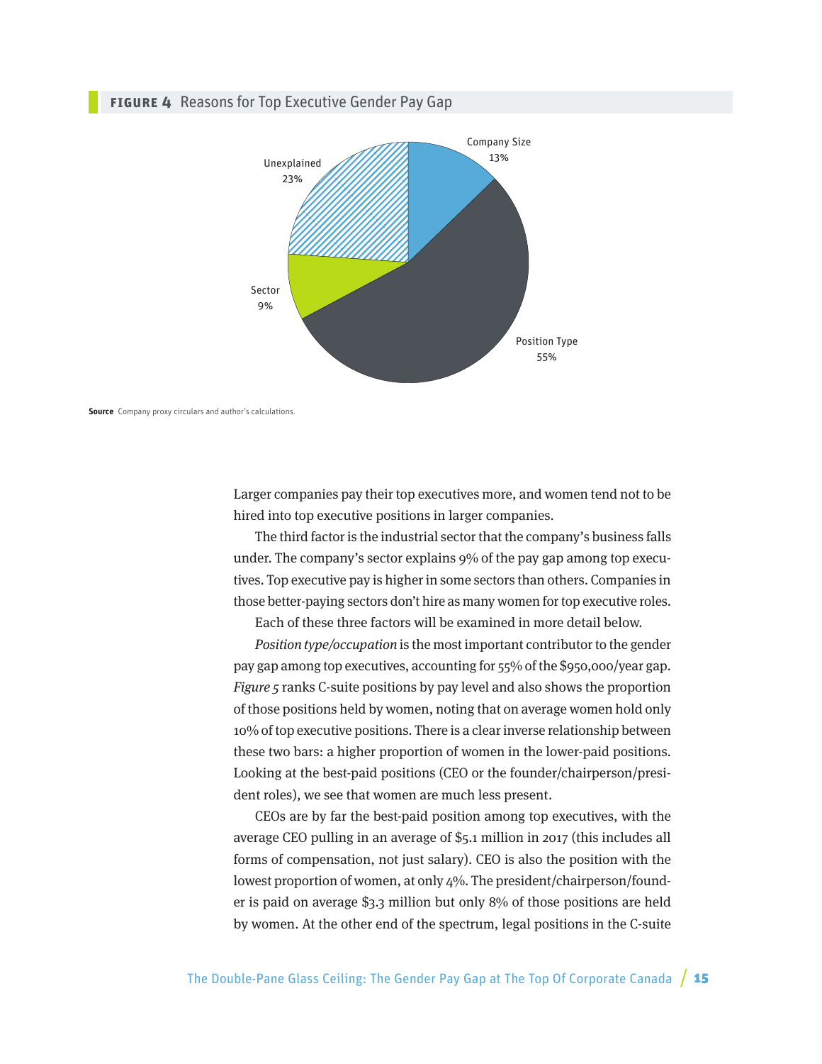**FIGURE 4** Reasons for Top Executive Gender Pay Gap

Company Size 13%

Position Type 55%

Sector 9%

Unexplained 23%

**Source** Company proxy circulars and author's calculations.

Larger companies pay their top executives more, and women tend not to be hired into top executive positions in larger companies.

The third factor is the industrial sector that the company's business falls under. The company's sector explains 9% of the pay gap among top executives. Top executive pay is higher in some sectors than others. Companies in those better-paying sectors don't hire as many women for top executive roles.

Each of these three factors will be examined in more detail below.

*Position type/occupation* is the most important contributor to the gender pay gap among top executives, accounting for 55% of the $950,000/year gap. *Figure 5* ranks C-suite positions by pay level and also shows the proportion of those positions held by women, noting that on average women hold only 10% of top executive positions. There is a clear inverse relationship between these two bars: a higher proportion of women in the lower-paid positions. Looking at the best-paid positions (CEO or the founder/chairperson/president roles), we see that women are much less present.

CEOs are by far the best-paid position among top executives, with the average CEO pulling in an average of $5.1 million in 2017 (this includes all forms of compensation, not just salary). CEO is also the position with the lowest proportion of women, at only 4%. The president/chairperson/founder is paid on average $3.3 million but only 8% of those positions are held by women. At the other end of the spectrum, legal positions in the C-suite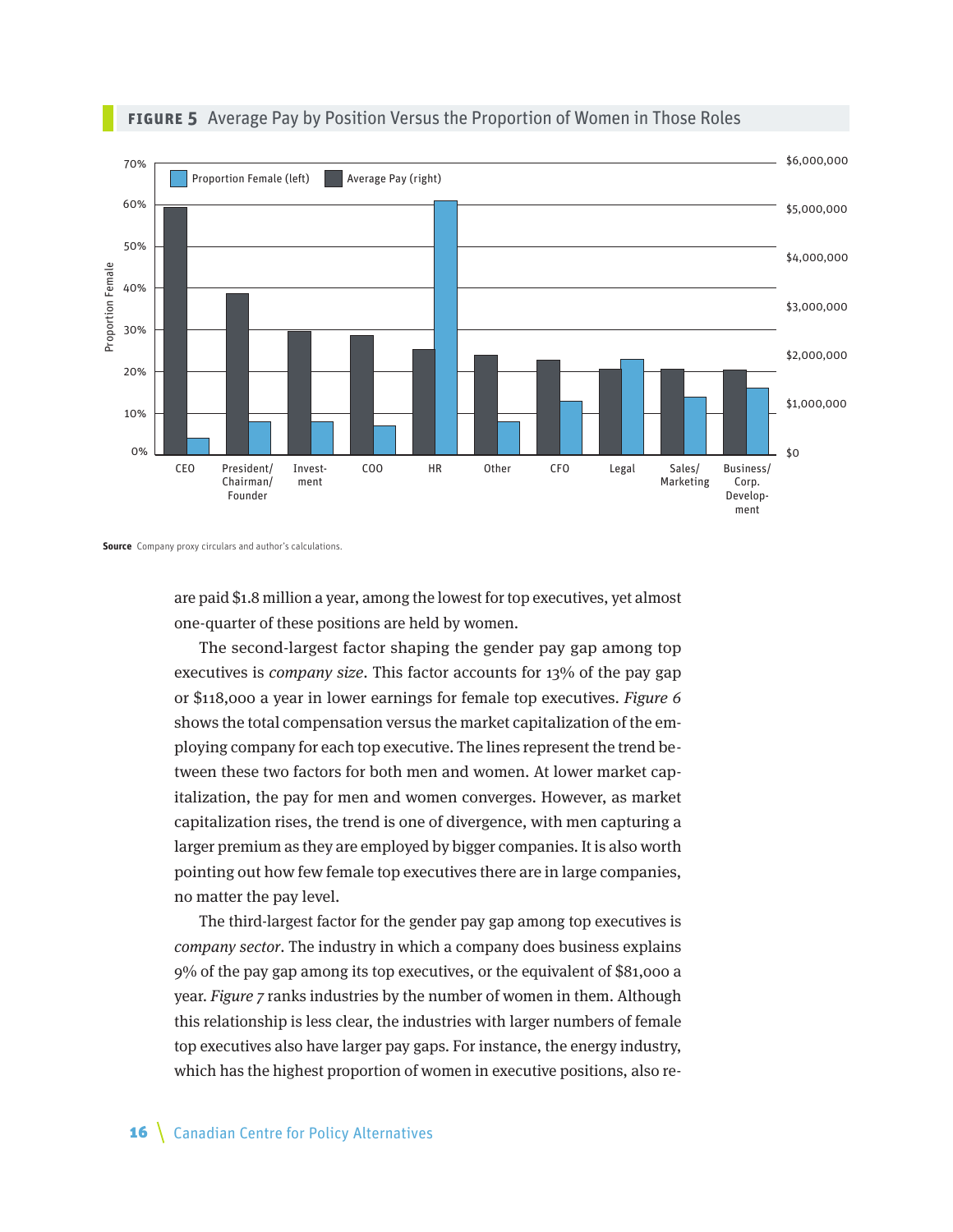**FIGURE 5** Average Pay by Position Versus the Proportion of Women in Those Roles

**Source** Company proxy circulars and author's calculations.

are paid $1.8 million a year, among the lowest for top executives, yet almost one-quarter of these positions are held by women.

The second-largest factor shaping the gender pay gap among top executives is *company size*. This factor accounts for 13% of the pay gap or $118,000 a year in lower earnings for female top executives. *Figure 6* shows the total compensation versus the market capitalization of the employing company for each top executive. The lines represent the trend between these two factors for both men and women. At lower market capitalization, the pay for men and women converges. However, as market capitalization rises, the trend is one of divergence, with men capturing a larger premium as they are employed by bigger companies. It is also worth pointing out how few female top executives there are in large companies, no matter the pay level.

The third-largest factor for the gender pay gap among top executives is *company sector*. The industry in which a company does business explains 9% of the pay gap among its top executives, or the equivalent of $81,000 a year. *Figure 7* ranks industries by the number of women in them. Although this relationship is less clear, the industries with larger numbers of female top executives also have larger pay gaps. For instance, the energy industry, which has the highest proportion of women in executive positions, also re-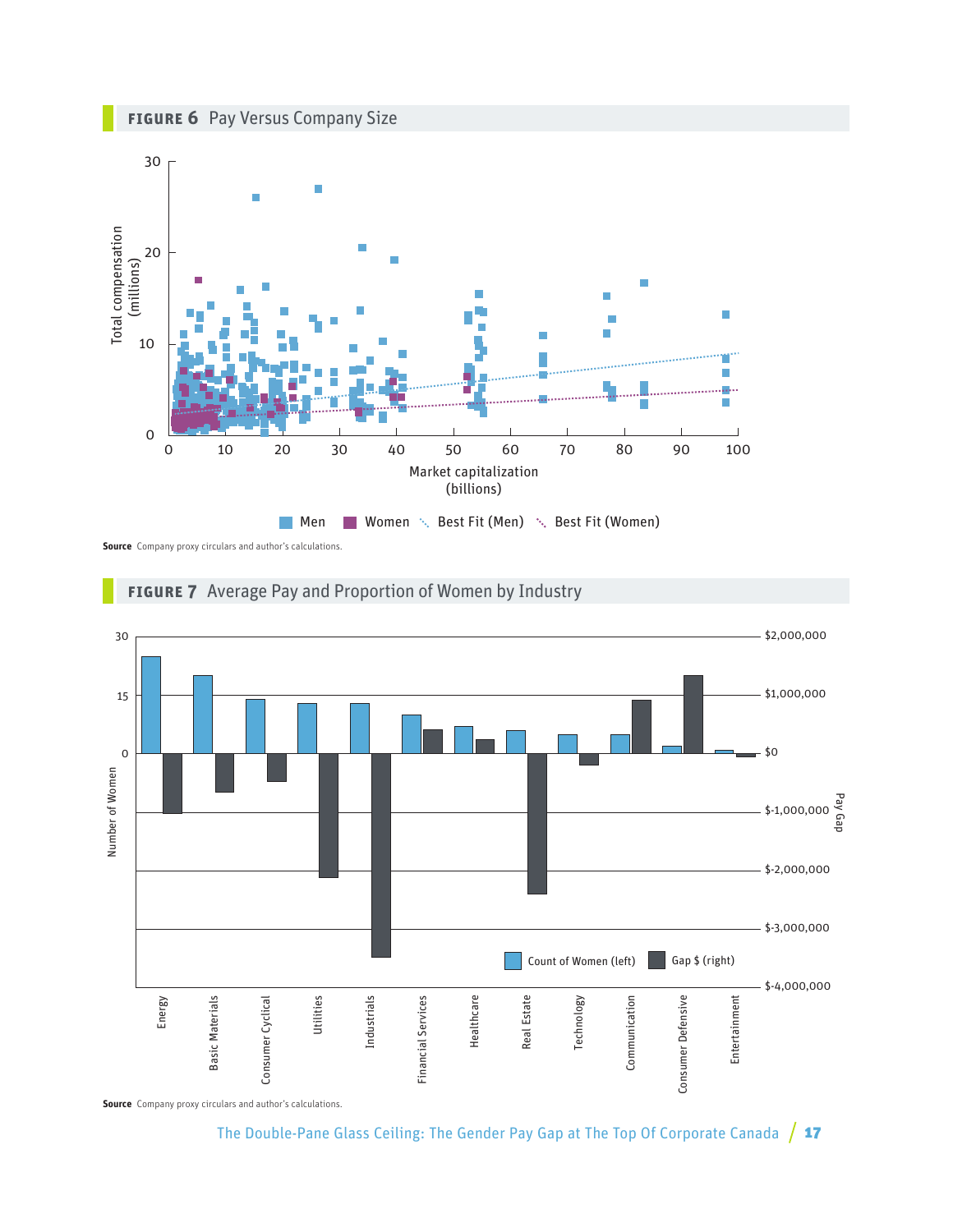**FIGURE 6** Pay Versus Company Size

**Source** Company proxy circulars and author's calculations.

**FIGURE 7** Average Pay and Proportion of Women by Industry

**Source** Company proxy circulars and author's calculations.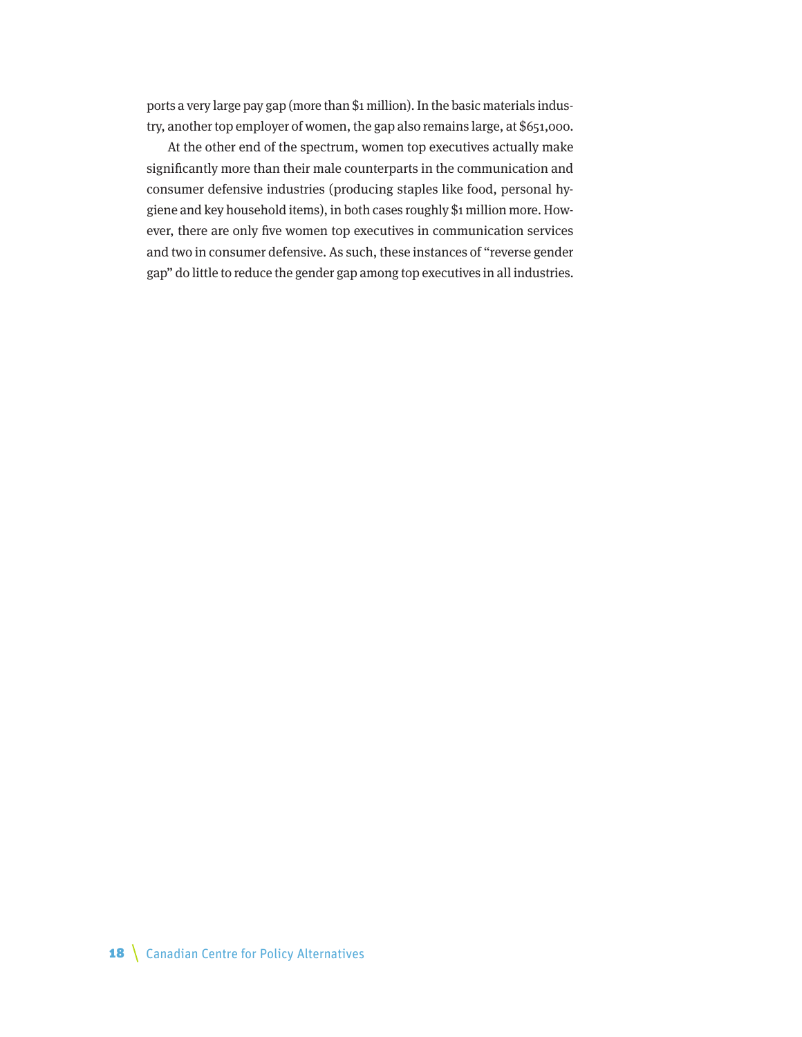ports a very large pay gap (more than $1 million). In the basic materials industry, another top employer of women, the gap also remains large, at $651,000.

At the other end of the spectrum, women top executives actually make significantly more than their male counterparts in the communication and consumer defensive industries (producing staples like food, personal hygiene and key household items), in both cases roughly $1 million more. However, there are only five women top executives in communication services and two in consumer defensive. As such, these instances of "reverse gender gap" do little to reduce the gender gap among top executives in all industries.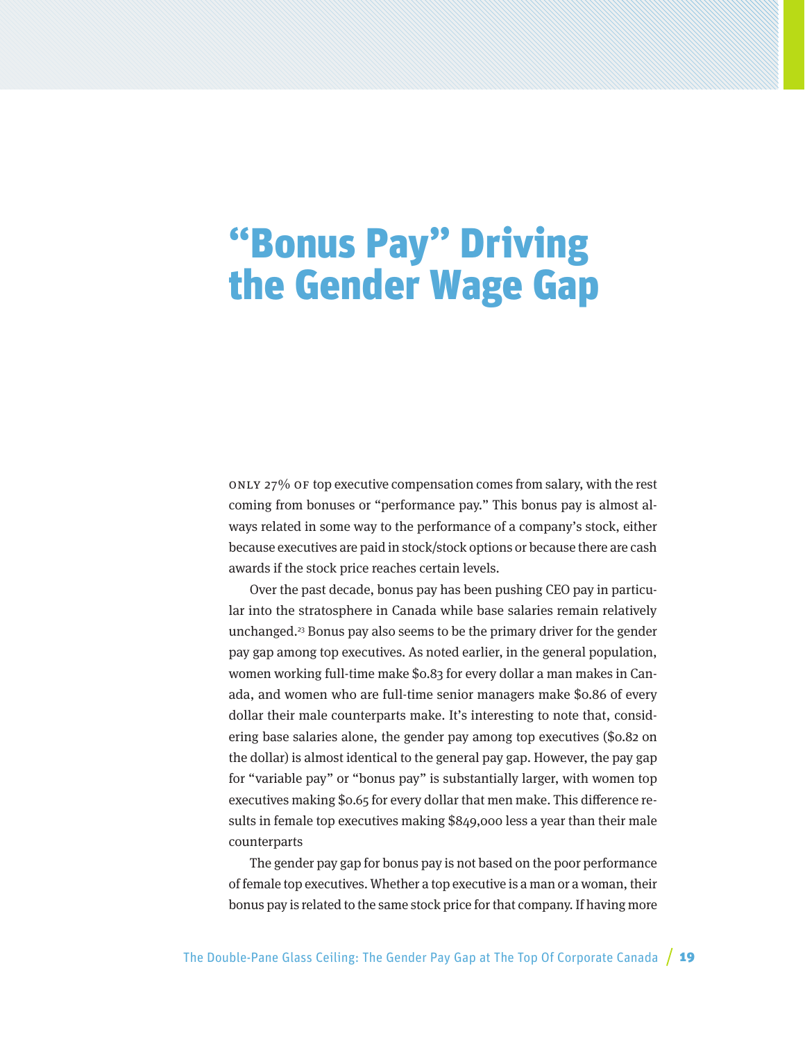# "Bonus Pay" Driving the Gender Wage Gap

ONLY 27% OF top executive compensation comes from salary, with the rest coming from bonuses or "performance pay." This bonus pay is almost always related in some way to the performance of a company's stock, either because executives are paid in stock/stock options or because there are cash awards if the stock price reaches certain levels.

Over the past decade, bonus pay has been pushing CEO pay in particular into the stratosphere in Canada while base salaries remain relatively unchanged.[23] Bonus pay also seems to be the primary driver for the gender pay gap among top executives. As noted earlier, in the general population, women working full-time make $0.83 for every dollar a man makes in Canada, and women who are full-time senior managers make $0.86 of every dollar their male counterparts make. It's interesting to note that, considering base salaries alone, the gender pay among top executives ($0.82 on the dollar) is almost identical to the general pay gap. However, the pay gap for "variable pay" or "bonus pay" is substantially larger, with women top executives making $0.65 for every dollar that men make. This difference results in female top executives making $849,000 less a year than their male counterparts

The gender pay gap for bonus pay is not based on the poor performance of female top executives. Whether a top executive is a man or a woman, their bonus pay is related to the same stock price for that company. If having more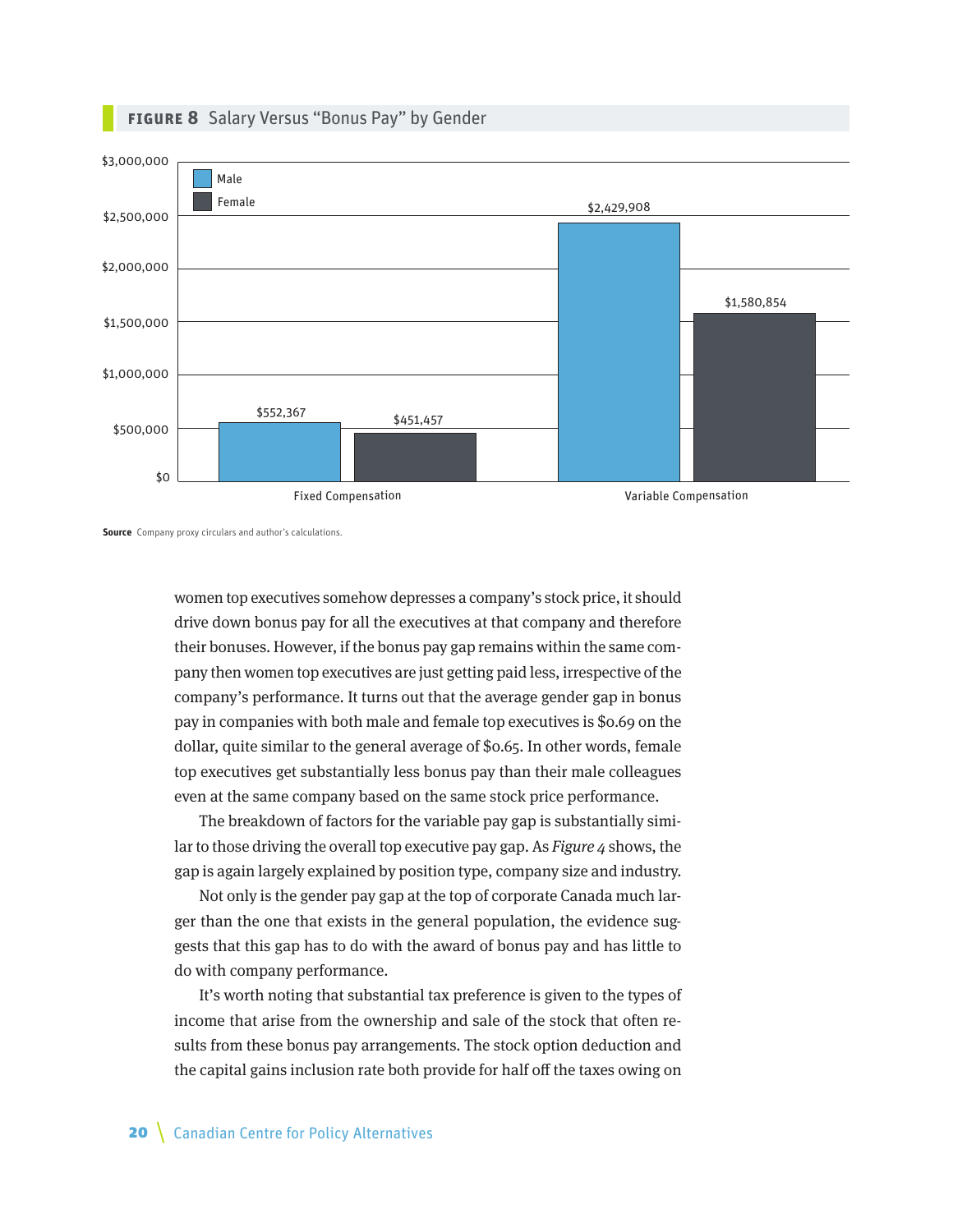**FIGURE 8** Salary Versus "Bonus Pay" by Gender

| | Male | Female |
|---|---|---|
| Fixed Compensation | $552,367 | $451,457 |
| Variable Compensation | $2,429,908 | $1,580,854 |

**Source** Company proxy circulars and author's calculations.

women top executives somehow depresses a company's stock price, it should drive down bonus pay for all the executives at that company and therefore their bonuses. However, if the bonus pay gap remains within the same company then women top executives are just getting paid less, irrespective of the company's performance. It turns out that the average gender gap in bonus pay in companies with both male and female top executives is $0.69 on the dollar, quite similar to the general average of $0.65. In other words, female top executives get substantially less bonus pay than their male colleagues even at the same company based on the same stock price performance.

The breakdown of factors for the variable pay gap is substantially similar to those driving the overall top executive pay gap. As *Figure 4* shows, the gap is again largely explained by position type, company size and industry.

Not only is the gender pay gap at the top of corporate Canada much larger than the one that exists in the general population, the evidence suggests that this gap has to do with the award of bonus pay and has little to do with company performance.

It's worth noting that substantial tax preference is given to the types of income that arise from the ownership and sale of the stock that often results from these bonus pay arrangements. The stock option deduction and the capital gains inclusion rate both provide for half off the taxes owing on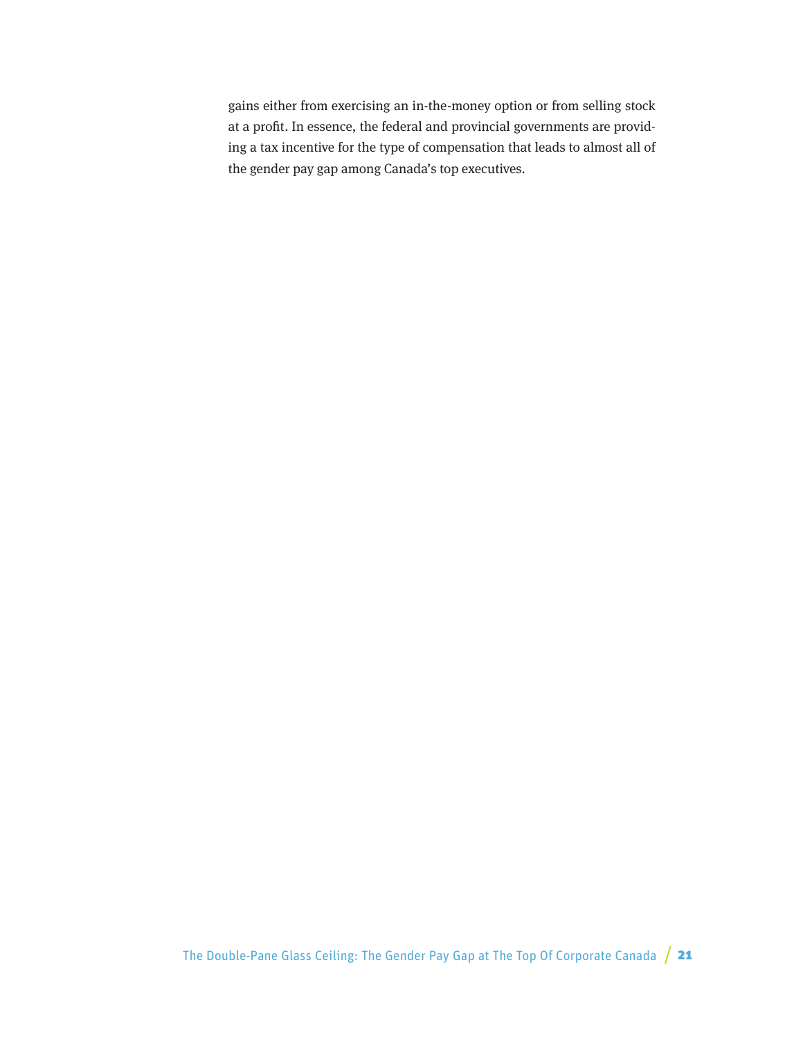gains either from exercising an in-the-money option or from selling stock at a profit. In essence, the federal and provincial governments are providing a tax incentive for the type of compensation that leads to almost all of the gender pay gap among Canada's top executives.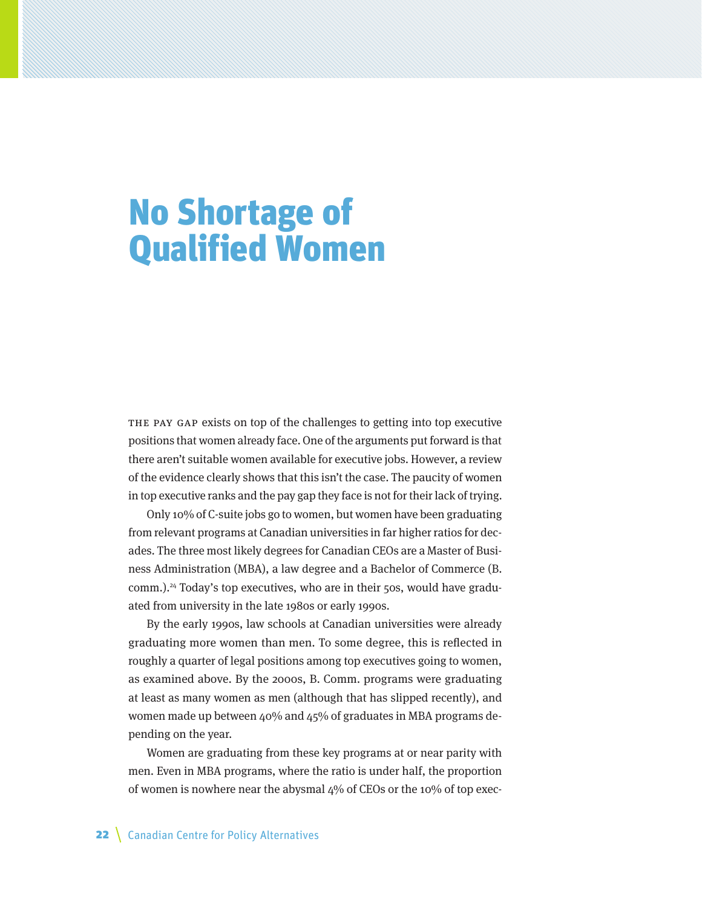# No Shortage of Qualified Women

THE PAY GAP exists on top of the challenges to getting into top executive positions that women already face. One of the arguments put forward is that there aren't suitable women available for executive jobs. However, a review of the evidence clearly shows that this isn't the case. The paucity of women in top executive ranks and the pay gap they face is not for their lack of trying.

Only 10% of C-suite jobs go to women, but women have been graduating from relevant programs at Canadian universities in far higher ratios for decades. The three most likely degrees for Canadian CEOs are a Master of Business Administration (MBA), a law degree and a Bachelor of Commerce (B. comm.).[24] Today's top executives, who are in their 50s, would have graduated from university in the late 1980s or early 1990s.

By the early 1990s, law schools at Canadian universities were already graduating more women than men. To some degree, this is reflected in roughly a quarter of legal positions among top executives going to women, as examined above. By the 2000s, B. Comm. programs were graduating at least as many women as men (although that has slipped recently), and women made up between 40% and 45% of graduates in MBA programs depending on the year.

Women are graduating from these key programs at or near parity with men. Even in MBA programs, where the ratio is under half, the proportion of women is nowhere near the abysmal 4% of CEOs or the 10% of top exec-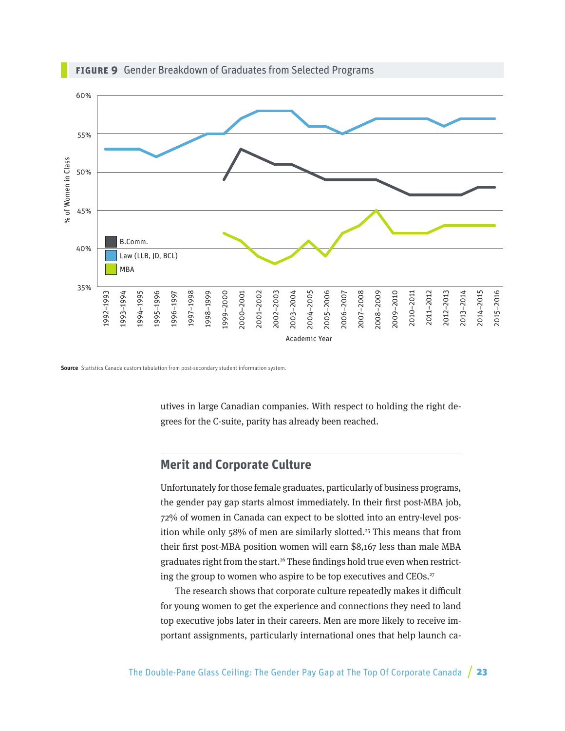**FIGURE 9** Gender Breakdown of Graduates from Selected Programs

**Source** Statistics Canada custom tabulation from post-secondary student information system.

utives in large Canadian companies. With respect to holding the right degrees for the C-suite, parity has already been reached.

## Merit and Corporate Culture

Unfortunately for those female graduates, particularly of business programs, the gender pay gap starts almost immediately. In their first post-MBA job, 72% of women in Canada can expect to be slotted into an entry-level position while only 58% of men are similarly slotted.[25] This means that from their first post-MBA position women will earn $8,167 less than male MBA graduates right from the start.[26] These findings hold true even when restricting the group to women who aspire to be top executives and CEOs.[27]

The research shows that corporate culture repeatedly makes it difficult for young women to get the experience and connections they need to land top executive jobs later in their careers. Men are more likely to receive important assignments, particularly international ones that help launch ca-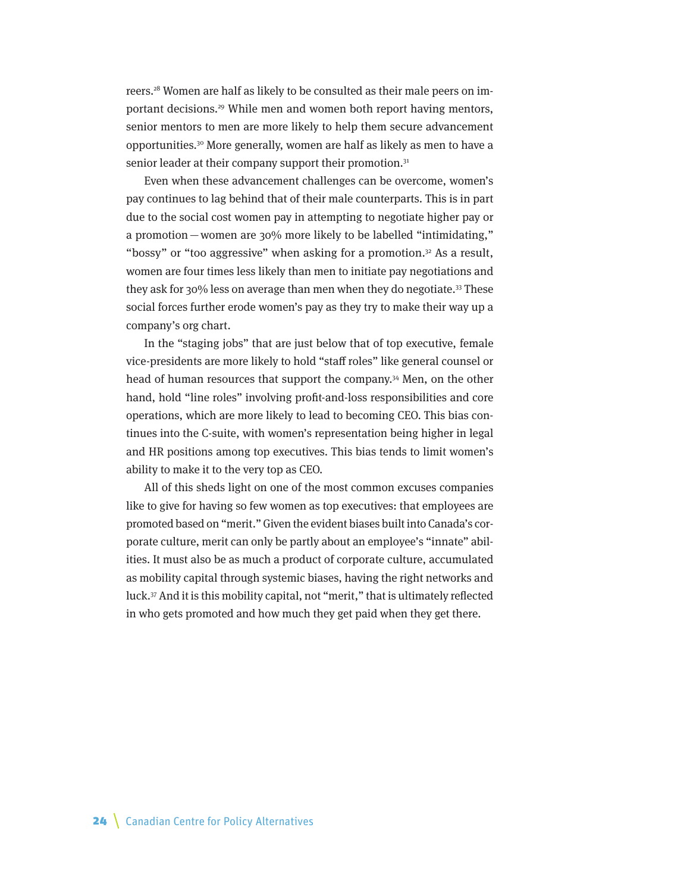reers.[28] Women are half as likely to be consulted as their male peers on important decisions.[29] While men and women both report having mentors, senior mentors to men are more likely to help them secure advancement opportunities.[30] More generally, women are half as likely as men to have a senior leader at their company support their promotion.[31]

Even when these advancement challenges can be overcome, women's pay continues to lag behind that of their male counterparts. This is in part due to the social cost women pay in attempting to negotiate higher pay or a promotion — women are 30% more likely to be labelled "intimidating," "bossy" or "too aggressive" when asking for a promotion.[32] As a result, women are four times less likely than men to initiate pay negotiations and they ask for 30% less on average than men when they do negotiate.[33] These social forces further erode women's pay as they try to make their way up a company's org chart.

In the "staging jobs" that are just below that of top executive, female vice-presidents are more likely to hold "staff roles" like general counsel or head of human resources that support the company.[34] Men, on the other hand, hold "line roles" involving profit-and-loss responsibilities and core operations, which are more likely to lead to becoming CEO. This bias continues into the C-suite, with women's representation being higher in legal and HR positions among top executives. This bias tends to limit women's ability to make it to the very top as CEO.

All of this sheds light on one of the most common excuses companies like to give for having so few women as top executives: that employees are promoted based on "merit." Given the evident biases built into Canada's corporate culture, merit can only be partly about an employee's "innate" abilities. It must also be as much a product of corporate culture, accumulated as mobility capital through systemic biases, having the right networks and luck.[37] And it is this mobility capital, not "merit," that is ultimately reflected in who gets promoted and how much they get paid when they get there.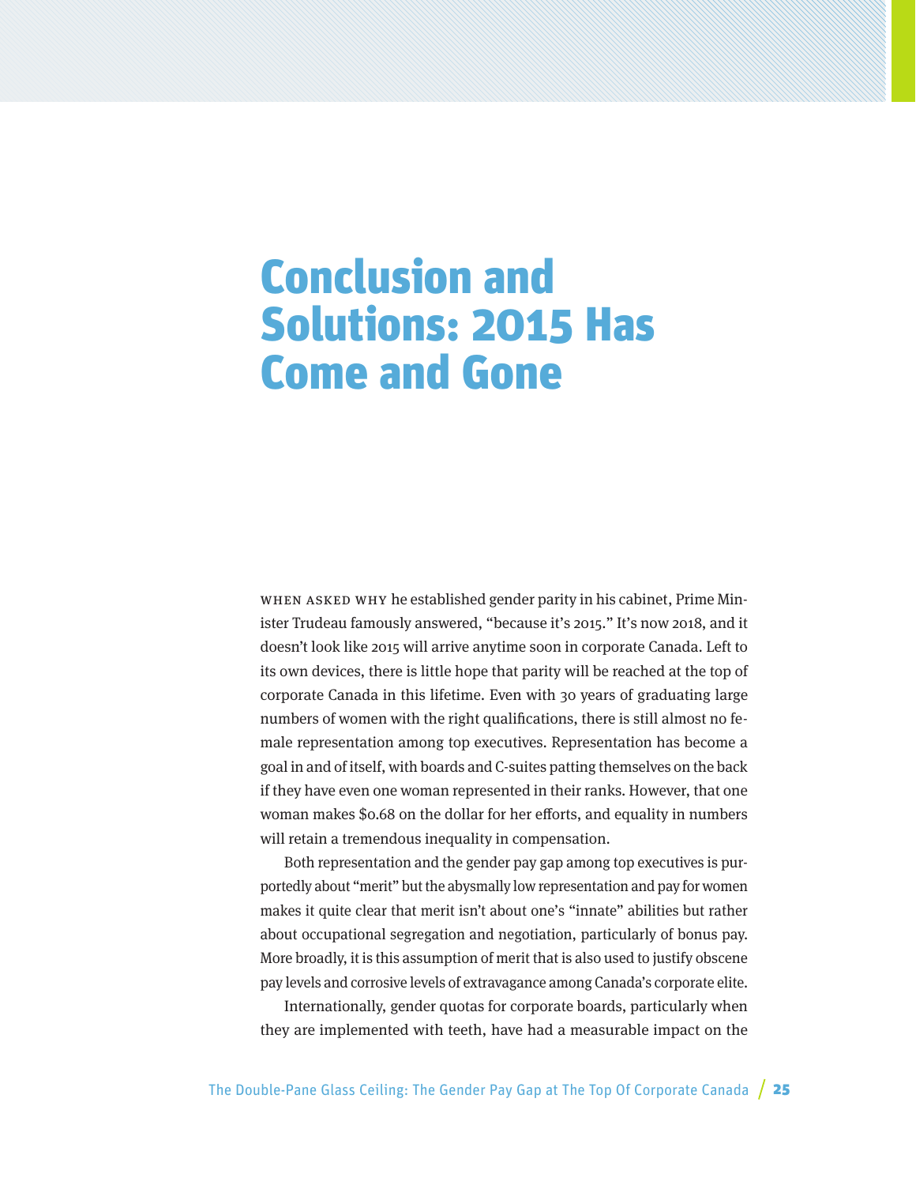# Conclusion and Solutions: 2015 Has Come and Gone

When asked why he established gender parity in his cabinet, Prime Minister Trudeau famously answered, "because it's 2015." It's now 2018, and it doesn't look like 2015 will arrive anytime soon in corporate Canada. Left to its own devices, there is little hope that parity will be reached at the top of corporate Canada in this lifetime. Even with 30 years of graduating large numbers of women with the right qualifications, there is still almost no female representation among top executives. Representation has become a goal in and of itself, with boards and C-suites patting themselves on the back if they have even one woman represented in their ranks. However, that one woman makes $0.68 on the dollar for her efforts, and equality in numbers will retain a tremendous inequality in compensation.

Both representation and the gender pay gap among top executives is purportedly about "merit" but the abysmally low representation and pay for women makes it quite clear that merit isn't about one's "innate" abilities but rather about occupational segregation and negotiation, particularly of bonus pay. More broadly, it is this assumption of merit that is also used to justify obscene pay levels and corrosive levels of extravagance among Canada's corporate elite.

Internationally, gender quotas for corporate boards, particularly when they are implemented with teeth, have had a measurable impact on the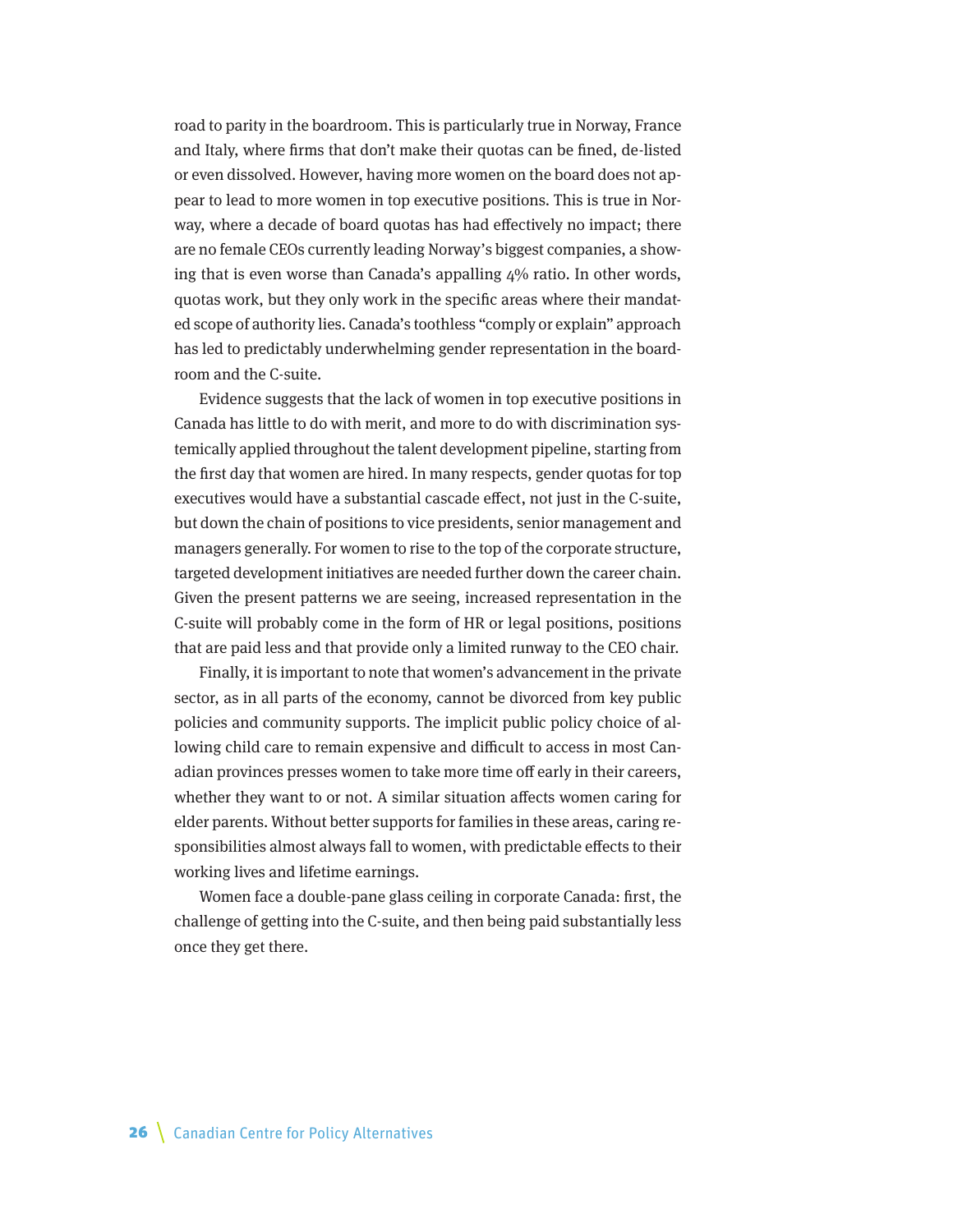road to parity in the boardroom. This is particularly true in Norway, France and Italy, where firms that don't make their quotas can be fined, de-listed or even dissolved. However, having more women on the board does not appear to lead to more women in top executive positions. This is true in Norway, where a decade of board quotas has had effectively no impact; there are no female CEOs currently leading Norway's biggest companies, a showing that is even worse than Canada's appalling 4% ratio. In other words, quotas work, but they only work in the specific areas where their mandated scope of authority lies. Canada's toothless "comply or explain" approach has led to predictably underwhelming gender representation in the boardroom and the C-suite.

Evidence suggests that the lack of women in top executive positions in Canada has little to do with merit, and more to do with discrimination systemically applied throughout the talent development pipeline, starting from the first day that women are hired. In many respects, gender quotas for top executives would have a substantial cascade effect, not just in the C-suite, but down the chain of positions to vice presidents, senior management and managers generally. For women to rise to the top of the corporate structure, targeted development initiatives are needed further down the career chain. Given the present patterns we are seeing, increased representation in the C-suite will probably come in the form of HR or legal positions, positions that are paid less and that provide only a limited runway to the CEO chair.

Finally, it is important to note that women's advancement in the private sector, as in all parts of the economy, cannot be divorced from key public policies and community supports. The implicit public policy choice of allowing child care to remain expensive and difficult to access in most Canadian provinces presses women to take more time off early in their careers, whether they want to or not. A similar situation affects women caring for elder parents. Without better supports for families in these areas, caring responsibilities almost always fall to women, with predictable effects to their working lives and lifetime earnings.

Women face a double-pane glass ceiling in corporate Canada: first, the challenge of getting into the C-suite, and then being paid substantially less once they get there.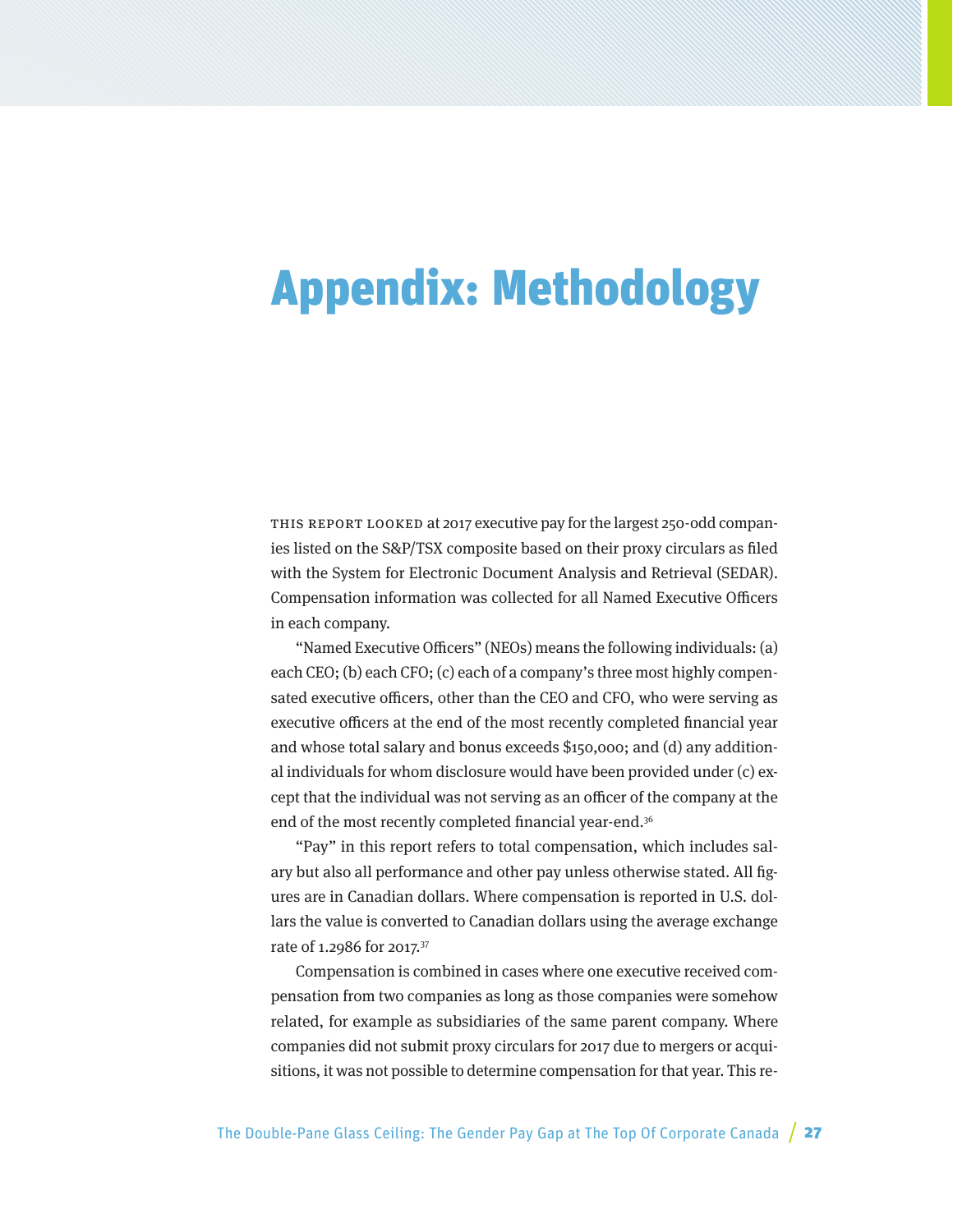# Appendix: Methodology

THIS REPORT LOOKED at 2017 executive pay for the largest 250-odd companies listed on the S&P/TSX composite based on their proxy circulars as filed with the System for Electronic Document Analysis and Retrieval (SEDAR). Compensation information was collected for all Named Executive Officers in each company.

"Named Executive Officers" (NEOs) means the following individuals: (a) each CEO; (b) each CFO; (c) each of a company's three most highly compensated executive officers, other than the CEO and CFO, who were serving as executive officers at the end of the most recently completed financial year and whose total salary and bonus exceeds $150,000; and (d) any additional individuals for whom disclosure would have been provided under (c) except that the individual was not serving as an officer of the company at the end of the most recently completed financial year-end.[36]

"Pay" in this report refers to total compensation, which includes salary but also all performance and other pay unless otherwise stated. All figures are in Canadian dollars. Where compensation is reported in U.S. dollars the value is converted to Canadian dollars using the average exchange rate of 1.2986 for 2017.[37]

Compensation is combined in cases where one executive received compensation from two companies as long as those companies were somehow related, for example as subsidiaries of the same parent company. Where companies did not submit proxy circulars for 2017 due to mergers or acquisitions, it was not possible to determine compensation for that year. This re-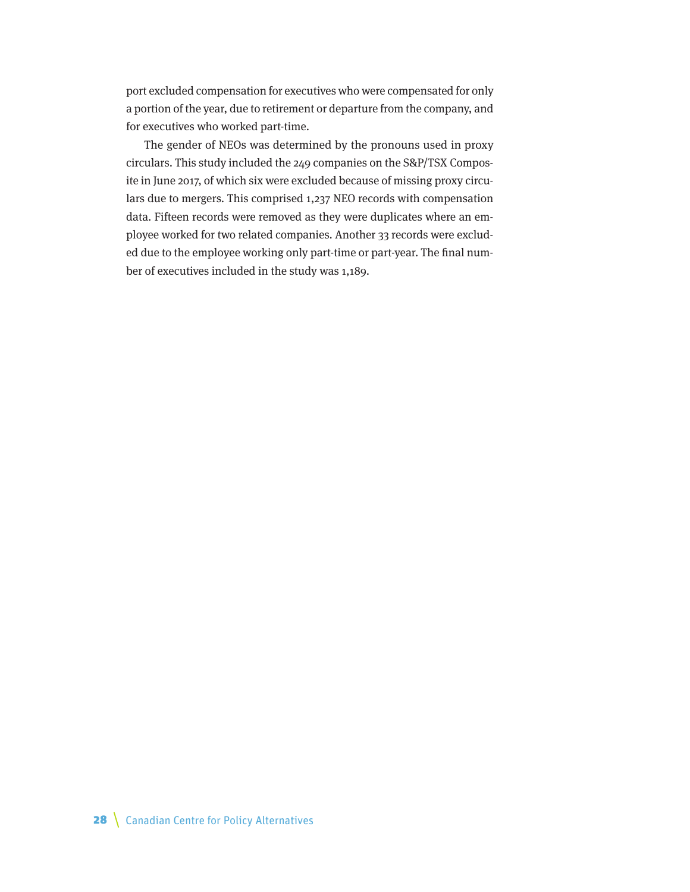port excluded compensation for executives who were compensated for only a portion of the year, due to retirement or departure from the company, and for executives who worked part-time.

The gender of NEOs was determined by the pronouns used in proxy circulars. This study included the 249 companies on the S&P/TSX Composite in June 2017, of which six were excluded because of missing proxy circulars due to mergers. This comprised 1,237 NEO records with compensation data. Fifteen records were removed as they were duplicates where an employee worked for two related companies. Another 33 records were excluded due to the employee working only part-time or part-year. The final number of executives included in the study was 1,189.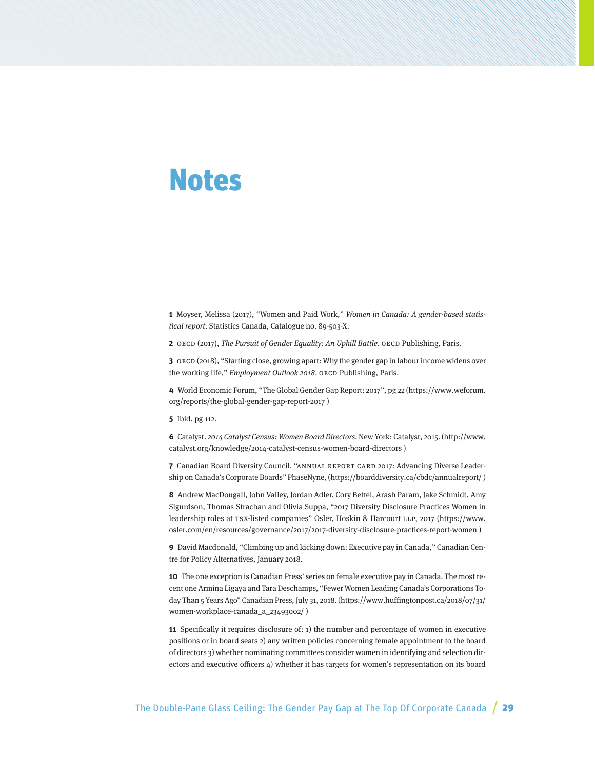# Notes

**1** Moyser, Melissa (2017), "Women and Paid Work," *Women in Canada: A gender-based statistical report*. Statistics Canada, Catalogue no. 89-503-X.

**2** OECD (2017), *The Pursuit of Gender Equality: An Uphill Battle*. OECD Publishing, Paris.

**3** OECD (2018), "Starting close, growing apart: Why the gender gap in labour income widens over the working life," *Employment Outlook 2018*. OECD Publishing, Paris.

**4** World Economic Forum, "The Global Gender Gap Report: 2017", pg 22 (https://www.weforum.org/reports/the-global-gender-gap-report-2017 )

**5** Ibid. pg 112.

**6** Catalyst. *2014 Catalyst Census: Women Board Directors*. New York: Catalyst, 2015. (http://www.catalyst.org/knowledge/2014-catalyst-census-women-board-directors )

**7** Canadian Board Diversity Council, "ANNUAL REPORT CARD 2017: Advancing Diverse Leadership on Canada's Corporate Boards" PhaseNyne, (https://boarddiversity.ca/cbdc/annualreport/ )

**8** Andrew MacDougall, John Valley, Jordan Adler, Cory Bettel, Arash Param, Jake Schmidt, Amy Sigurdson, Thomas Strachan and Olivia Suppa, "2017 Diversity Disclosure Practices Women in leadership roles at TSX-listed companies" Osler, Hoskin & Harcourt LLP, 2017 (https://www.osler.com/en/resources/governance/2017/2017-diversity-disclosure-practices-report-women )

**9** David Macdonald, "Climbing up and kicking down: Executive pay in Canada," Canadian Centre for Policy Alternatives, January 2018.

**10** The one exception is Canadian Press' series on female executive pay in Canada. The most recent one Armina Ligaya and Tara Deschamps, "Fewer Women Leading Canada's Corporations Today Than 5 Years Ago" Canadian Press, July 31, 2018. (https://www.huffingtonpost.ca/2018/07/31/women-workplace-canada_a_23493002/ )

**11** Specifically it requires disclosure of: 1) the number and percentage of women in executive positions or in board seats 2) any written policies concerning female appointment to the board of directors 3) whether nominating committees consider women in identifying and selection directors and executive officers 4) whether it has targets for women's representation on its board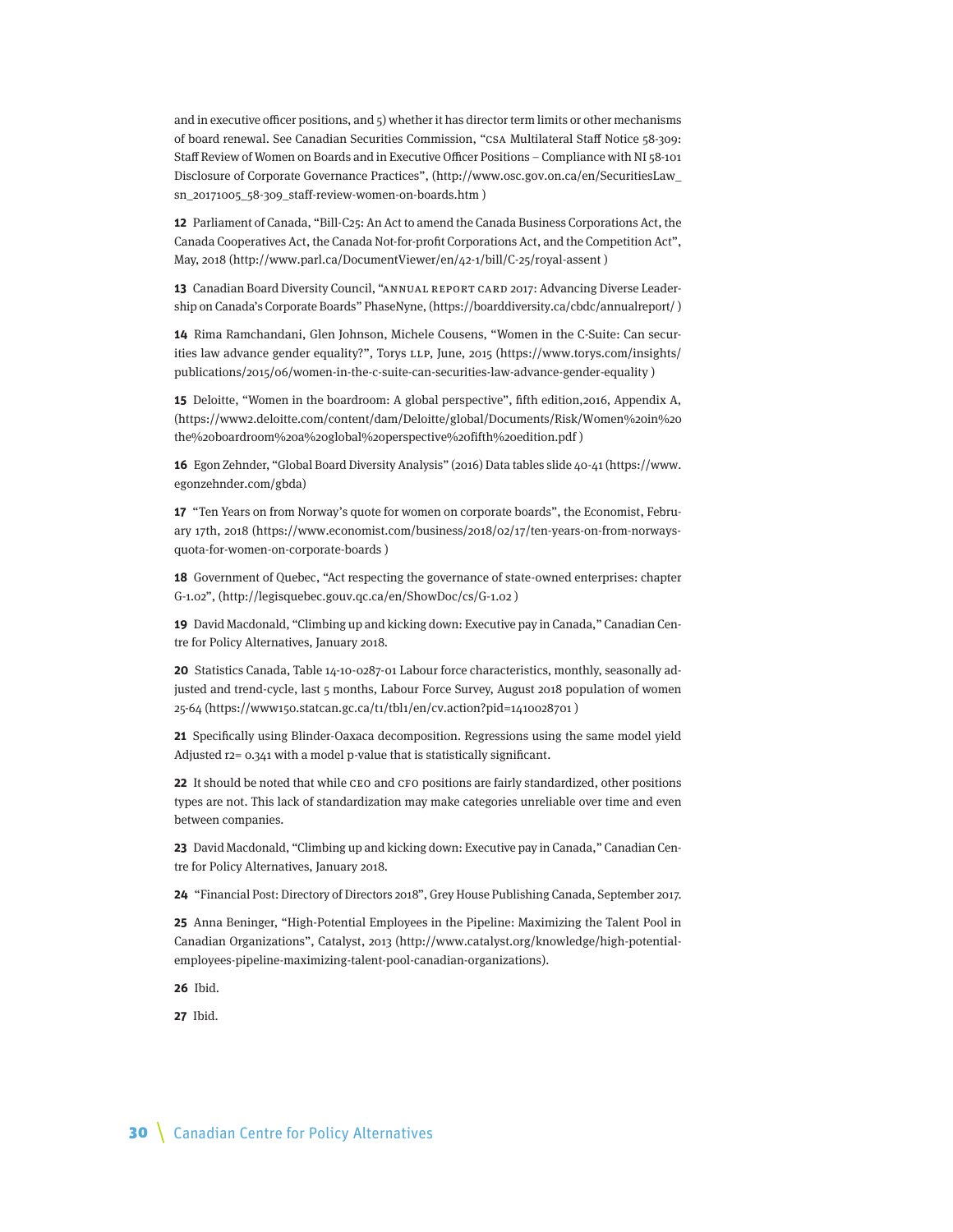and in executive officer positions, and 5) whether it has director term limits or other mechanisms of board renewal. See Canadian Securities Commission, "CSA Multilateral Staff Notice 58-309: Staff Review of Women on Boards and in Executive Officer Positions – Compliance with NI 58-101 Disclosure of Corporate Governance Practices", (http://www.osc.gov.on.ca/en/SecuritiesLaw_sn_20171005_58-309_staff-review-women-on-boards.htm )

**12** Parliament of Canada, "Bill-C25: An Act to amend the Canada Business Corporations Act, the Canada Cooperatives Act, the Canada Not-for-profit Corporations Act, and the Competition Act", May, 2018 (http://www.parl.ca/DocumentViewer/en/42-1/bill/C-25/royal-assent )

**13** Canadian Board Diversity Council, "ANNUAL REPORT CARD 2017: Advancing Diverse Leadership on Canada's Corporate Boards" PhaseNyne, (https://boarddiversity.ca/cbdc/annualreport/ )

**14** Rima Ramchandani, Glen Johnson, Michele Cousens, "Women in the C-Suite: Can securities law advance gender equality?", Torys LLP, June, 2015 (https://www.torys.com/insights/publications/2015/06/women-in-the-c-suite-can-securities-law-advance-gender-equality )

**15** Deloitte, "Women in the boardroom: A global perspective", fifth edition,2016, Appendix A, (https://www2.deloitte.com/content/dam/Deloitte/global/Documents/Risk/Women%20in%20the%20boardroom%20a%20global%20perspective%20fifth%20edition.pdf )

**16** Egon Zehnder, "Global Board Diversity Analysis" (2016) Data tables slide 40-41 (https://www.egonzehnder.com/gbda)

**17** "Ten Years on from Norway's quote for women on corporate boards", the Economist, February 17th, 2018 (https://www.economist.com/business/2018/02/17/ten-years-on-from-norways-quota-for-women-on-corporate-boards )

**18** Government of Quebec, "Act respecting the governance of state-owned enterprises: chapter G-1.02", (http://legisquebec.gouv.qc.ca/en/ShowDoc/cs/G-1.02 )

**19** David Macdonald, "Climbing up and kicking down: Executive pay in Canada," Canadian Centre for Policy Alternatives, January 2018.

**20** Statistics Canada, Table 14-10-0287-01 Labour force characteristics, monthly, seasonally adjusted and trend-cycle, last 5 months, Labour Force Survey, August 2018 population of women 25-64 (https://www150.statcan.gc.ca/t1/tbl1/en/cv.action?pid=1410028701 )

**21** Specifically using Blinder-Oaxaca decomposition. Regressions using the same model yield Adjusted r2= 0.341 with a model p-value that is statistically significant.

**22** It should be noted that while CEO and CFO positions are fairly standardized, other positions types are not. This lack of standardization may make categories unreliable over time and even between companies.

**23** David Macdonald, "Climbing up and kicking down: Executive pay in Canada," Canadian Centre for Policy Alternatives, January 2018.

**24** "Financial Post: Directory of Directors 2018", Grey House Publishing Canada, September 2017.

**25** Anna Beninger, "High-Potential Employees in the Pipeline: Maximizing the Talent Pool in Canadian Organizations", Catalyst, 2013 (http://www.catalyst.org/knowledge/high-potential-employees-pipeline-maximizing-talent-pool-canadian-organizations).

**26** Ibid.

**27** Ibid.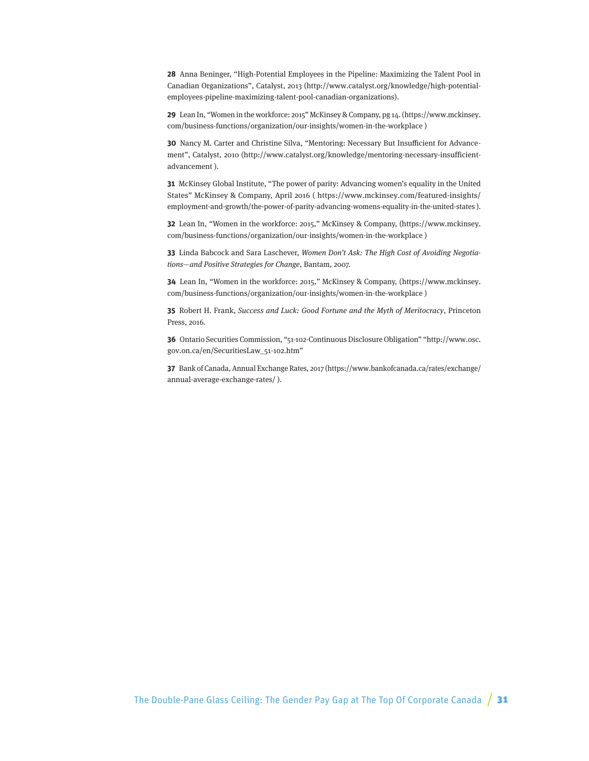**28** Anna Beninger, "High-Potential Employees in the Pipeline: Maximizing the Talent Pool in Canadian Organizations", Catalyst, 2013 (http://www.catalyst.org/knowledge/high-potential-employees-pipeline-maximizing-talent-pool-canadian-organizations).

**29** Lean In, "Women in the workforce: 2015" McKinsey & Company, pg 14. (https://www.mckinsey.com/business-functions/organization/our-insights/women-in-the-workplace )

**30** Nancy M. Carter and Christine Silva, "Mentoring: Necessary But Insufficient for Advancement", Catalyst, 2010 (http://www.catalyst.org/knowledge/mentoring-necessary-insufficient-advancement ).

**31** McKinsey Global Institute, "The power of parity: Advancing women's equality in the United States" McKinsey & Company, April 2016 ( https://www.mckinsey.com/featured-insights/employment-and-growth/the-power-of-parity-advancing-womens-equality-in-the-united-states ).

**32** Lean In, "Women in the workforce: 2015," McKinsey & Company, (https://www.mckinsey.com/business-functions/organization/our-insights/women-in-the-workplace )

**33** Linda Babcock and Sara Laschever, *Women Don't Ask: The High Cost of Avoiding Negotiations—and Positive Strategies for Change*, Bantam, 2007.

**34** Lean In, "Women in the workforce: 2015," McKinsey & Company, (https://www.mckinsey.com/business-functions/organization/our-insights/women-in-the-workplace )

**35** Robert H. Frank, *Success and Luck: Good Fortune and the Myth of Meritocracy*, Princeton Press, 2016.

**36** Ontario Securities Commission, "51-102-Continuous Disclosure Obligation" "http://www.osc.gov.on.ca/en/SecuritiesLaw_51-102.htm"

**37** Bank of Canada, Annual Exchange Rates, 2017 (https://www.bankofcanada.ca/rates/exchange/annual-average-exchange-rates/ ).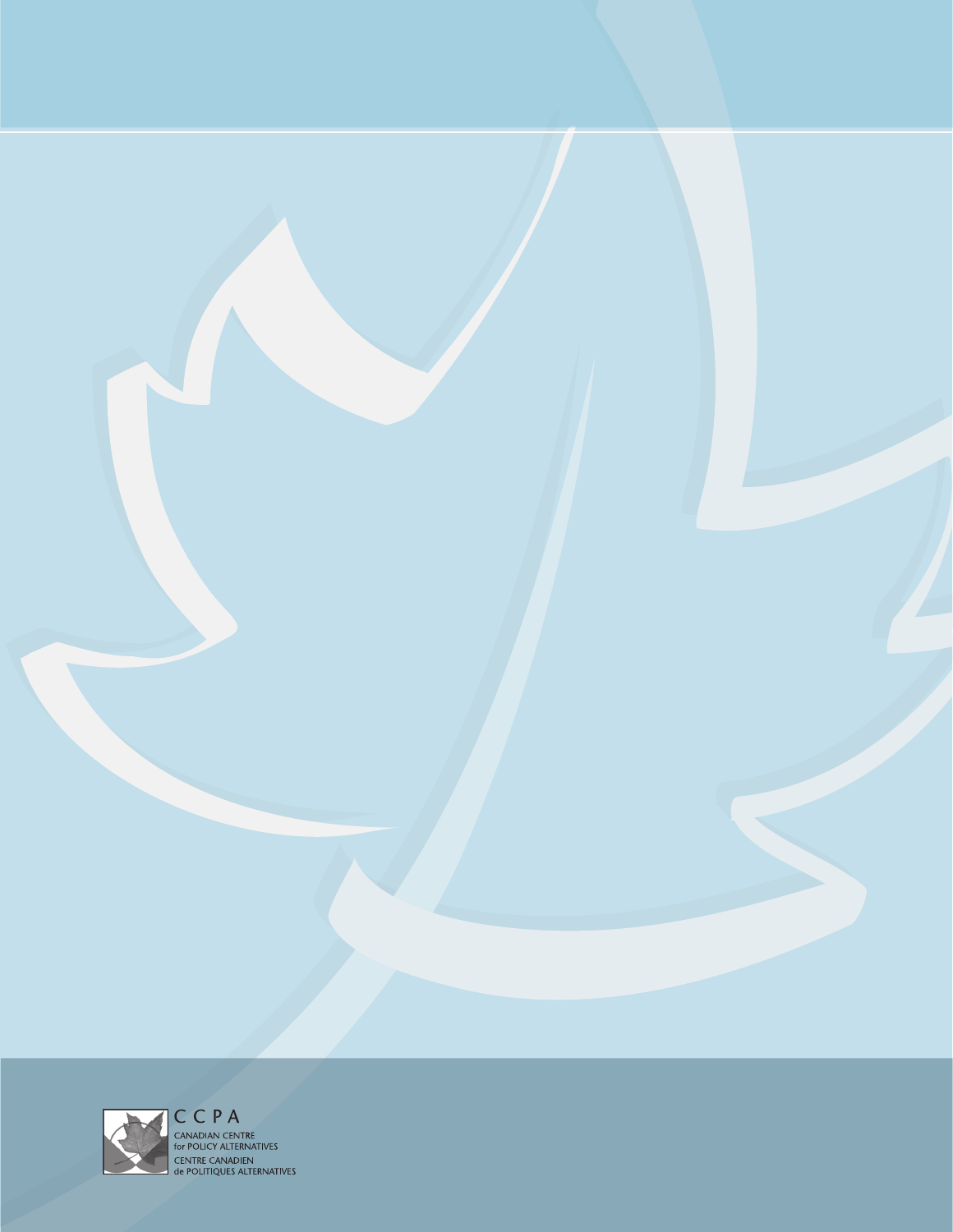C C P A

CANADIAN CENTRE
for POLICY ALTERNATIVES

CENTRE CANADIEN
de POLITIQUES ALTERNATIVES